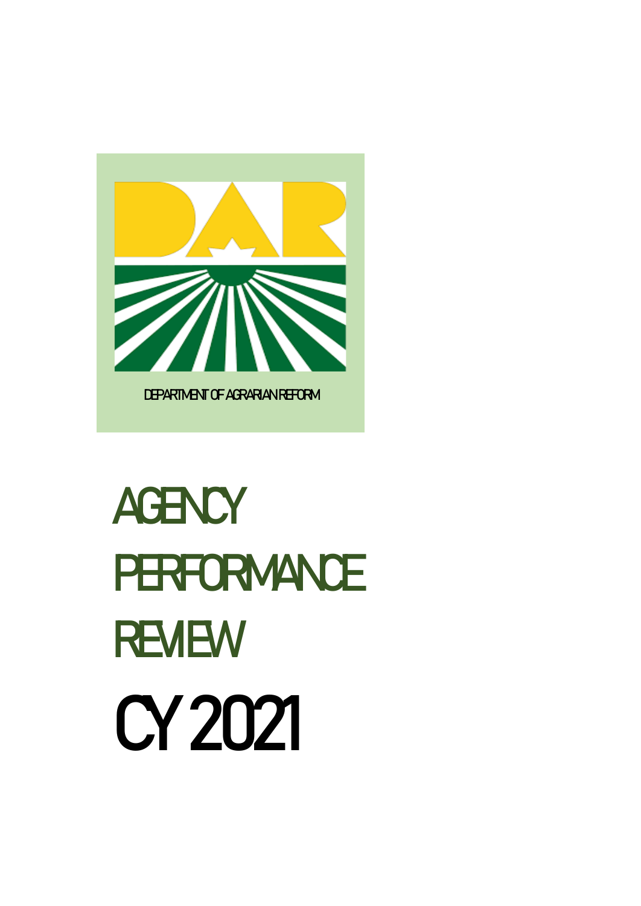DEPARTMENT OF AGRARIAN REFORM

# AGENCY PERFORMANCE REVIEW

# CY 2021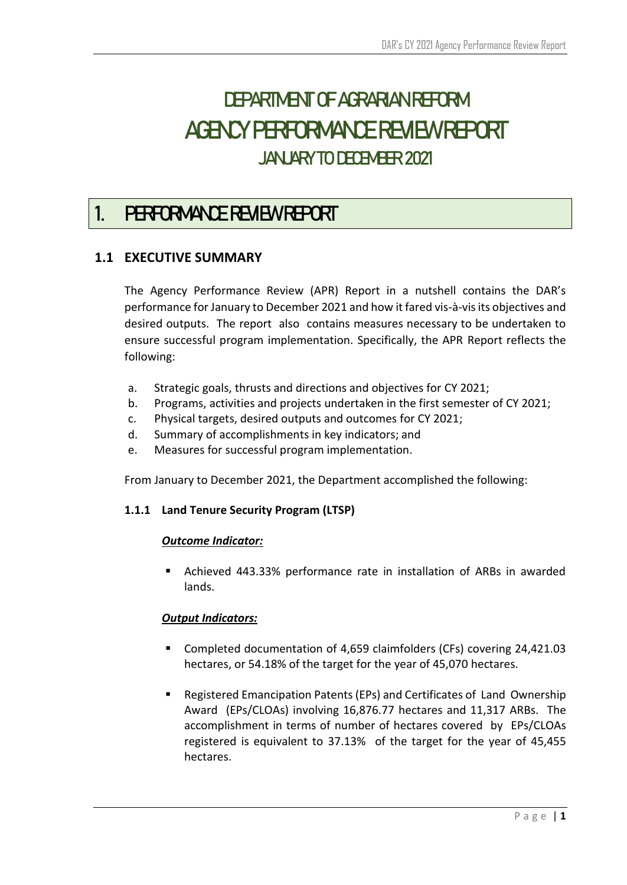# DEPARTMENT OF AGRARIAN REFORM
# AGENCY PERFORMANCE REVIEW REPORT
## JANUARY TO DECEMBER 2021

# 1. PERFORMANCE REVIEW REPORT

## 1.1 EXECUTIVE SUMMARY

The Agency Performance Review (APR) Report in a nutshell contains the DAR's performance for January to December 2021 and how it fared vis-à-vis its objectives and desired outputs. The report also contains measures necessary to be undertaken to ensure successful program implementation. Specifically, the APR Report reflects the following:

a. Strategic goals, thrusts and directions and objectives for CY 2021;
b. Programs, activities and projects undertaken in the first semester of CY 2021;
c. Physical targets, desired outputs and outcomes for CY 2021;
d. Summary of accomplishments in key indicators; and
e. Measures for successful program implementation.

From January to December 2021, the Department accomplished the following:

### 1.1.1 Land Tenure Security Program (LTSP)

***Outcome Indicator:***

- Achieved 443.33% performance rate in installation of ARBs in awarded lands.

***Output Indicators:***

- Completed documentation of 4,659 claimfolders (CFs) covering 24,421.03 hectares, or 54.18% of the target for the year of 45,070 hectares.

- Registered Emancipation Patents (EPs) and Certificates of Land Ownership Award (EPs/CLOAs) involving 16,876.77 hectares and 11,317 ARBs. The accomplishment in terms of number of hectares covered by EPs/CLOAs registered is equivalent to 37.13% of the target for the year of 45,455 hectares.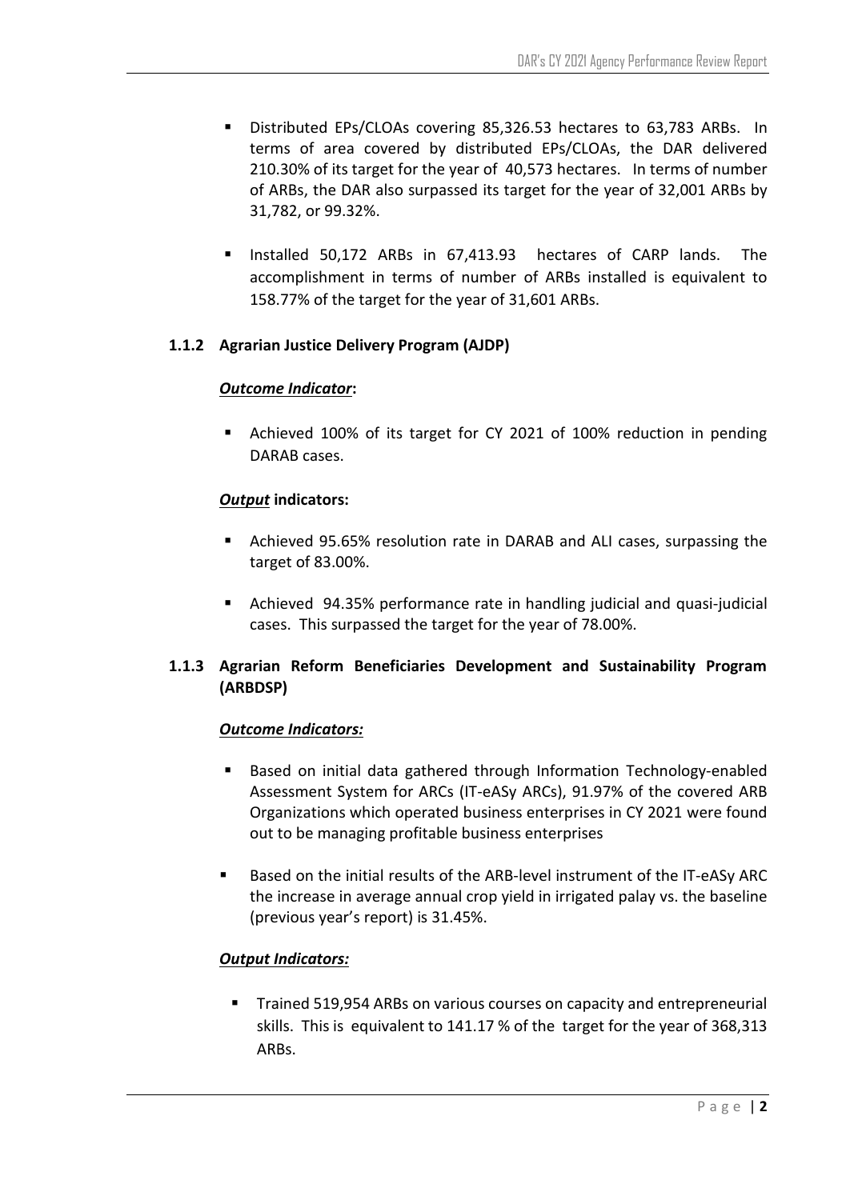- Distributed EPs/CLOAs covering 85,326.53 hectares to 63,783 ARBs. In terms of area covered by distributed EPs/CLOAs, the DAR delivered 210.30% of its target for the year of 40,573 hectares. In terms of number of ARBs, the DAR also surpassed its target for the year of 32,001 ARBs by 31,782, or 99.32%.

- Installed 50,172 ARBs in 67,413.93 hectares of CARP lands. The accomplishment in terms of number of ARBs installed is equivalent to 158.77% of the target for the year of 31,601 ARBs.

### 1.1.2 Agrarian Justice Delivery Program (AJDP)

***Outcome Indicator*:**

- Achieved 100% of its target for CY 2021 of 100% reduction in pending DARAB cases.

***Output* indicators:**

- Achieved 95.65% resolution rate in DARAB and ALI cases, surpassing the target of 83.00%.

- Achieved 94.35% performance rate in handling judicial and quasi-judicial cases. This surpassed the target for the year of 78.00%.

### 1.1.3 Agrarian Reform Beneficiaries Development and Sustainability Program (ARBDSP)

***Outcome Indicators:***

- Based on initial data gathered through Information Technology-enabled Assessment System for ARCs (IT-eASy ARCs), 91.97% of the covered ARB Organizations which operated business enterprises in CY 2021 were found out to be managing profitable business enterprises

- Based on the initial results of the ARB-level instrument of the IT-eASy ARC the increase in average annual crop yield in irrigated palay vs. the baseline (previous year's report) is 31.45%.

***Output Indicators:***

- Trained 519,954 ARBs on various courses on capacity and entrepreneurial skills. This is equivalent to 141.17 % of the target for the year of 368,313 ARBs.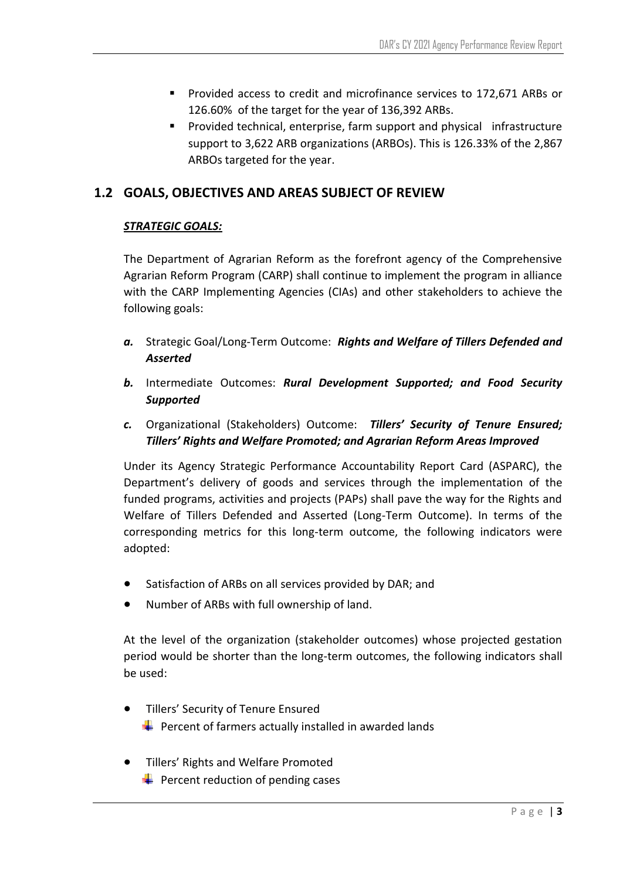- Provided access to credit and microfinance services to 172,671 ARBs or 126.60% of the target for the year of 136,392 ARBs.
- Provided technical, enterprise, farm support and physical infrastructure support to 3,622 ARB organizations (ARBOs). This is 126.33% of the 2,867 ARBOs targeted for the year.

## 1.2 GOALS, OBJECTIVES AND AREAS SUBJECT OF REVIEW

***STRATEGIC GOALS:***

The Department of Agrarian Reform as the forefront agency of the Comprehensive Agrarian Reform Program (CARP) shall continue to implement the program in alliance with the CARP Implementing Agencies (CIAs) and other stakeholders to achieve the following goals:

***a.*** Strategic Goal/Long-Term Outcome: ***Rights and Welfare of Tillers Defended and Asserted***

***b.*** Intermediate Outcomes: ***Rural Development Supported; and Food Security Supported***

***c.*** Organizational (Stakeholders) Outcome: ***Tillers' Security of Tenure Ensured; Tillers' Rights and Welfare Promoted; and Agrarian Reform Areas Improved***

Under its Agency Strategic Performance Accountability Report Card (ASPARC), the Department's delivery of goods and services through the implementation of the funded programs, activities and projects (PAPs) shall pave the way for the Rights and Welfare of Tillers Defended and Asserted (Long-Term Outcome). In terms of the corresponding metrics for this long-term outcome, the following indicators were adopted:

- Satisfaction of ARBs on all services provided by DAR; and
- Number of ARBs with full ownership of land.

At the level of the organization (stakeholder outcomes) whose projected gestation period would be shorter than the long-term outcomes, the following indicators shall be used:

- Tillers' Security of Tenure Ensured
  - Percent of farmers actually installed in awarded lands
- Tillers' Rights and Welfare Promoted
  - Percent reduction of pending cases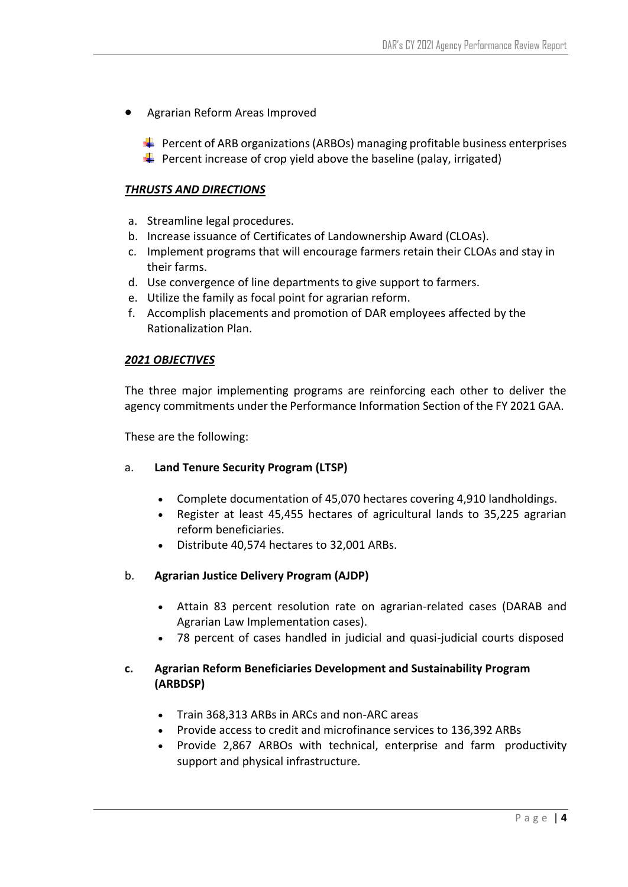- Agrarian Reform Areas Improved

  - Percent of ARB organizations (ARBOs) managing profitable business enterprises
  - Percent increase of crop yield above the baseline (palay, irrigated)

***THRUSTS AND DIRECTIONS***

a. Streamline legal procedures.
b. Increase issuance of Certificates of Landownership Award (CLOAs).
c. Implement programs that will encourage farmers retain their CLOAs and stay in their farms.
d. Use convergence of line departments to give support to farmers.
e. Utilize the family as focal point for agrarian reform.
f. Accomplish placements and promotion of DAR employees affected by the Rationalization Plan.

***2021 OBJECTIVES***

The three major implementing programs are reinforcing each other to deliver the agency commitments under the Performance Information Section of the FY 2021 GAA.

These are the following:

a. **Land Tenure Security Program (LTSP)**

   - Complete documentation of 45,070 hectares covering 4,910 landholdings.
   - Register at least 45,455 hectares of agricultural lands to 35,225 agrarian reform beneficiaries.
   - Distribute 40,574 hectares to 32,001 ARBs.

b. **Agrarian Justice Delivery Program (AJDP)**

   - Attain 83 percent resolution rate on agrarian-related cases (DARAB and Agrarian Law Implementation cases).
   - 78 percent of cases handled in judicial and quasi-judicial courts disposed

**c. Agrarian Reform Beneficiaries Development and Sustainability Program (ARBDSP)**

   - Train 368,313 ARBs in ARCs and non-ARC areas
   - Provide access to credit and microfinance services to 136,392 ARBs
   - Provide 2,867 ARBOs with technical, enterprise and farm productivity support and physical infrastructure.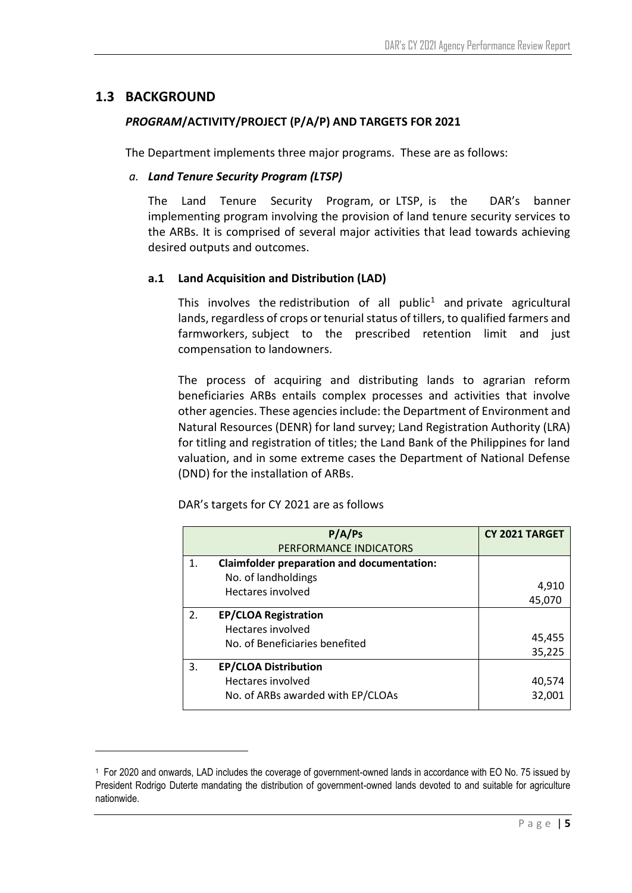## 1.3 BACKGROUND

### *PROGRAM*/ACTIVITY/PROJECT (P/A/P) AND TARGETS FOR 2021

The Department implements three major programs. These are as follows:

*a.* ***Land Tenure Security Program (LTSP)***

The Land Tenure Security Program, or LTSP, is the DAR's banner implementing program involving the provision of land tenure security services to the ARBs. It is comprised of several major activities that lead towards achieving desired outputs and outcomes.

**a.1 Land Acquisition and Distribution (LAD)**

This involves the redistribution of all public[1] and private agricultural lands, regardless of crops or tenurial status of tillers, to qualified farmers and farmworkers, subject to the prescribed retention limit and just compensation to landowners.

The process of acquiring and distributing lands to agrarian reform beneficiaries ARBs entails complex processes and activities that involve other agencies. These agencies include: the Department of Environment and Natural Resources (DENR) for land survey; Land Registration Authority (LRA) for titling and registration of titles; the Land Bank of the Philippines for land valuation, and in some extreme cases the Department of National Defense (DND) for the installation of ARBs.

DAR's targets for CY 2021 are as follows

| P/A/Ps<br>PERFORMANCE INDICATORS | CY 2021 TARGET |
|---|---|
| 1. **Claimfolder preparation and documentation:**<br>No. of landholdings<br>Hectares involved | <br>4,910<br>45,070 |
| 2. **EP/CLOA Registration**<br>Hectares involved<br>No. of Beneficiaries benefited | <br>45,455<br>35,225 |
| 3. **EP/CLOA Distribution**<br>Hectares involved<br>No. of ARBs awarded with EP/CLOAs | <br>40,574<br>32,001 |

[1] For 2020 and onwards, LAD includes the coverage of government-owned lands in accordance with EO No. 75 issued by President Rodrigo Duterte mandating the distribution of government-owned lands devoted to and suitable for agriculture nationwide.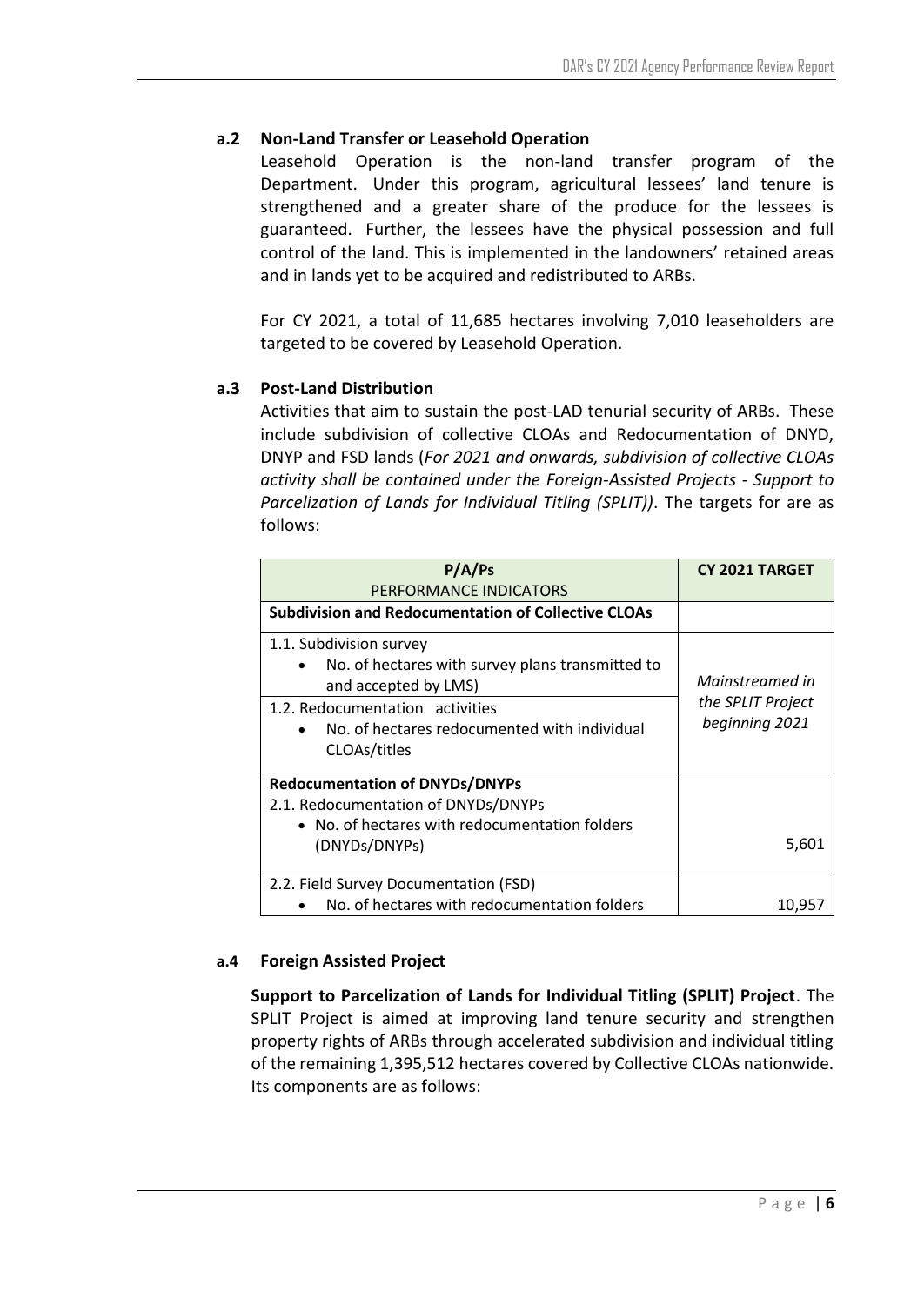### a.2 Non-Land Transfer or Leasehold Operation

Leasehold Operation is the non-land transfer program of the Department. Under this program, agricultural lessees' land tenure is strengthened and a greater share of the produce for the lessees is guaranteed. Further, the lessees have the physical possession and full control of the land. This is implemented in the landowners' retained areas and in lands yet to be acquired and redistributed to ARBs.

For CY 2021, a total of 11,685 hectares involving 7,010 leaseholders are targeted to be covered by Leasehold Operation.

### a.3 Post-Land Distribution

Activities that aim to sustain the post-LAD tenurial security of ARBs. These include subdivision of collective CLOAs and Redocumentation of DNYD, DNYP and FSD lands (*For 2021 and onwards, subdivision of collective CLOAs activity shall be contained under the Foreign-Assisted Projects - Support to Parcelization of Lands for Individual Titling (SPLIT))*. The targets for are as follows:

| P/A/Ps<br>PERFORMANCE INDICATORS | CY 2021 TARGET |
|---|---|
| **Subdivision and Redocumentation of Collective CLOAs** | |
| 1.1. Subdivision survey<br>• No. of hectares with survey plans transmitted to and accepted by LMS)<br>1.2. Redocumentation activities<br>• No. of hectares redocumented with individual CLOAs/titles | *Mainstreamed in the SPLIT Project beginning 2021* |
| **Redocumentation of DNYDs/DNYPs**<br>2.1. Redocumentation of DNYDs/DNYPs<br>• No. of hectares with redocumentation folders (DNYDs/DNYPs) | 5,601 |
| 2.2. Field Survey Documentation (FSD)<br>• No. of hectares with redocumentation folders | 10,957 |

### a.4 Foreign Assisted Project

**Support to Parcelization of Lands for Individual Titling (SPLIT) Project**. The SPLIT Project is aimed at improving land tenure security and strengthen property rights of ARBs through accelerated subdivision and individual titling of the remaining 1,395,512 hectares covered by Collective CLOAs nationwide. Its components are as follows: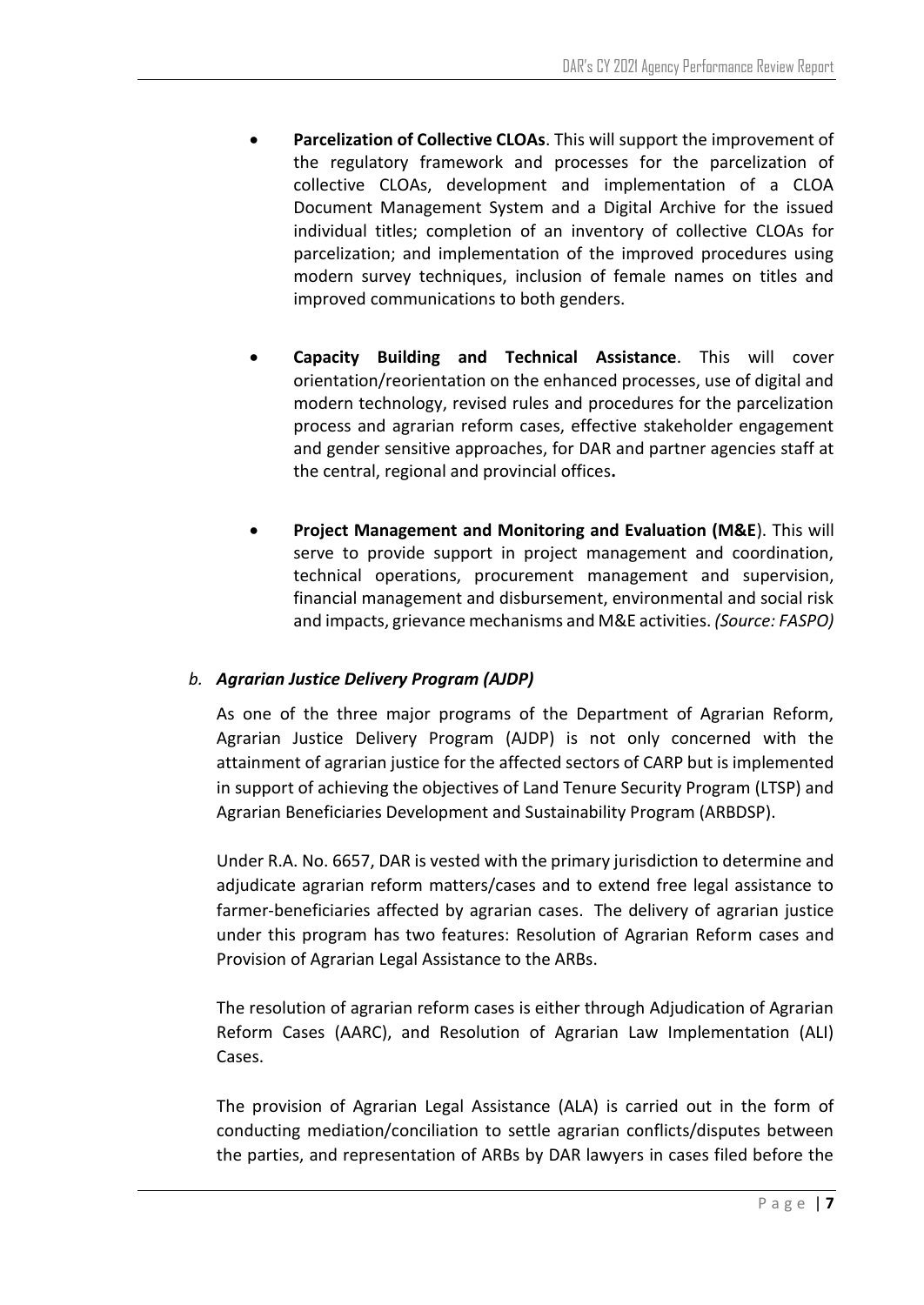- **Parcelization of Collective CLOAs**. This will support the improvement of the regulatory framework and processes for the parcelization of collective CLOAs, development and implementation of a CLOA Document Management System and a Digital Archive for the issued individual titles; completion of an inventory of collective CLOAs for parcelization; and implementation of the improved procedures using modern survey techniques, inclusion of female names on titles and improved communications to both genders.

- **Capacity Building and Technical Assistance**. This will cover orientation/reorientation on the enhanced processes, use of digital and modern technology, revised rules and procedures for the parcelization process and agrarian reform cases, effective stakeholder engagement and gender sensitive approaches, for DAR and partner agencies staff at the central, regional and provincial offices**.**

- **Project Management and Monitoring and Evaluation (M&E**). This will serve to provide support in project management and coordination, technical operations, procurement management and supervision, financial management and disbursement, environmental and social risk and impacts, grievance mechanisms and M&E activities. *(Source: FASPO)*

### *b. Agrarian Justice Delivery Program (AJDP)*

As one of the three major programs of the Department of Agrarian Reform, Agrarian Justice Delivery Program (AJDP) is not only concerned with the attainment of agrarian justice for the affected sectors of CARP but is implemented in support of achieving the objectives of Land Tenure Security Program (LTSP) and Agrarian Beneficiaries Development and Sustainability Program (ARBDSP).

Under R.A. No. 6657, DAR is vested with the primary jurisdiction to determine and adjudicate agrarian reform matters/cases and to extend free legal assistance to farmer-beneficiaries affected by agrarian cases. The delivery of agrarian justice under this program has two features: Resolution of Agrarian Reform cases and Provision of Agrarian Legal Assistance to the ARBs.

The resolution of agrarian reform cases is either through Adjudication of Agrarian Reform Cases (AARC), and Resolution of Agrarian Law Implementation (ALI) Cases.

The provision of Agrarian Legal Assistance (ALA) is carried out in the form of conducting mediation/conciliation to settle agrarian conflicts/disputes between the parties, and representation of ARBs by DAR lawyers in cases filed before the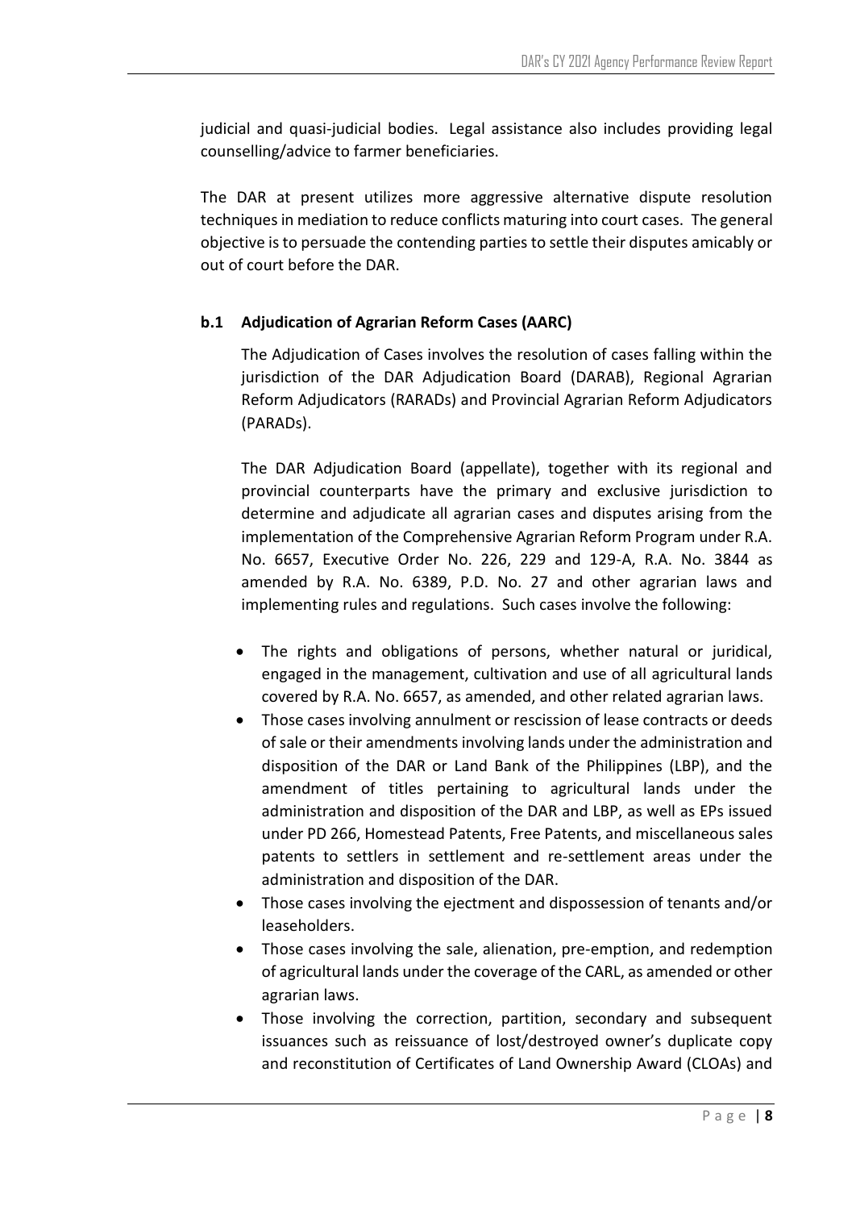judicial and quasi-judicial bodies. Legal assistance also includes providing legal counselling/advice to farmer beneficiaries.

The DAR at present utilizes more aggressive alternative dispute resolution techniques in mediation to reduce conflicts maturing into court cases. The general objective is to persuade the contending parties to settle their disputes amicably or out of court before the DAR.

**b.1 Adjudication of Agrarian Reform Cases (AARC)**

The Adjudication of Cases involves the resolution of cases falling within the jurisdiction of the DAR Adjudication Board (DARAB), Regional Agrarian Reform Adjudicators (RARADs) and Provincial Agrarian Reform Adjudicators (PARADs).

The DAR Adjudication Board (appellate), together with its regional and provincial counterparts have the primary and exclusive jurisdiction to determine and adjudicate all agrarian cases and disputes arising from the implementation of the Comprehensive Agrarian Reform Program under R.A. No. 6657, Executive Order No. 226, 229 and 129-A, R.A. No. 3844 as amended by R.A. No. 6389, P.D. No. 27 and other agrarian laws and implementing rules and regulations. Such cases involve the following:

- The rights and obligations of persons, whether natural or juridical, engaged in the management, cultivation and use of all agricultural lands covered by R.A. No. 6657, as amended, and other related agrarian laws.
- Those cases involving annulment or rescission of lease contracts or deeds of sale or their amendments involving lands under the administration and disposition of the DAR or Land Bank of the Philippines (LBP), and the amendment of titles pertaining to agricultural lands under the administration and disposition of the DAR and LBP, as well as EPs issued under PD 266, Homestead Patents, Free Patents, and miscellaneous sales patents to settlers in settlement and re-settlement areas under the administration and disposition of the DAR.
- Those cases involving the ejectment and dispossession of tenants and/or leaseholders.
- Those cases involving the sale, alienation, pre-emption, and redemption of agricultural lands under the coverage of the CARL, as amended or other agrarian laws.
- Those involving the correction, partition, secondary and subsequent issuances such as reissuance of lost/destroyed owner's duplicate copy and reconstitution of Certificates of Land Ownership Award (CLOAs) and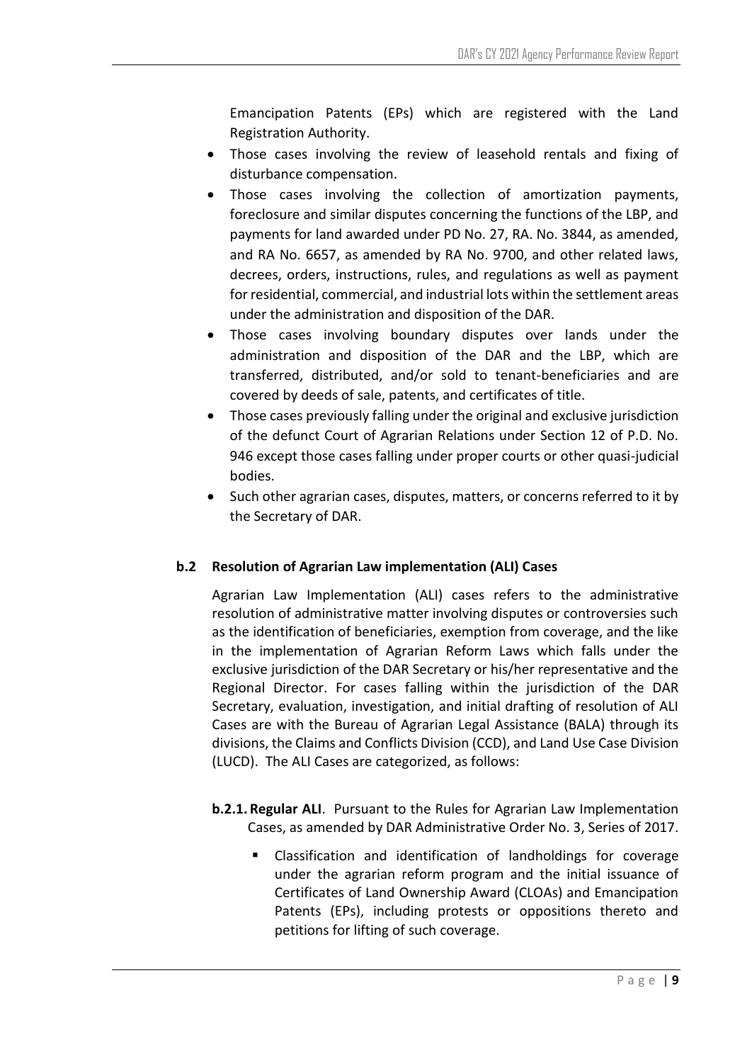Emancipation Patents (EPs) which are registered with the Land Registration Authority.

- Those cases involving the review of leasehold rentals and fixing of disturbance compensation.
- Those cases involving the collection of amortization payments, foreclosure and similar disputes concerning the functions of the LBP, and payments for land awarded under PD No. 27, RA. No. 3844, as amended, and RA No. 6657, as amended by RA No. 9700, and other related laws, decrees, orders, instructions, rules, and regulations as well as payment for residential, commercial, and industrial lots within the settlement areas under the administration and disposition of the DAR.
- Those cases involving boundary disputes over lands under the administration and disposition of the DAR and the LBP, which are transferred, distributed, and/or sold to tenant-beneficiaries and are covered by deeds of sale, patents, and certificates of title.
- Those cases previously falling under the original and exclusive jurisdiction of the defunct Court of Agrarian Relations under Section 12 of P.D. No. 946 except those cases falling under proper courts or other quasi-judicial bodies.
- Such other agrarian cases, disputes, matters, or concerns referred to it by the Secretary of DAR.

### b.2 Resolution of Agrarian Law implementation (ALI) Cases

Agrarian Law Implementation (ALI) cases refers to the administrative resolution of administrative matter involving disputes or controversies such as the identification of beneficiaries, exemption from coverage, and the like in the implementation of Agrarian Reform Laws which falls under the exclusive jurisdiction of the DAR Secretary or his/her representative and the Regional Director. For cases falling within the jurisdiction of the DAR Secretary, evaluation, investigation, and initial drafting of resolution of ALI Cases are with the Bureau of Agrarian Legal Assistance (BALA) through its divisions, the Claims and Conflicts Division (CCD), and Land Use Case Division (LUCD). The ALI Cases are categorized, as follows:

**b.2.1. Regular ALI**. Pursuant to the Rules for Agrarian Law Implementation Cases, as amended by DAR Administrative Order No. 3, Series of 2017.

- Classification and identification of landholdings for coverage under the agrarian reform program and the initial issuance of Certificates of Land Ownership Award (CLOAs) and Emancipation Patents (EPs), including protests or oppositions thereto and petitions for lifting of such coverage.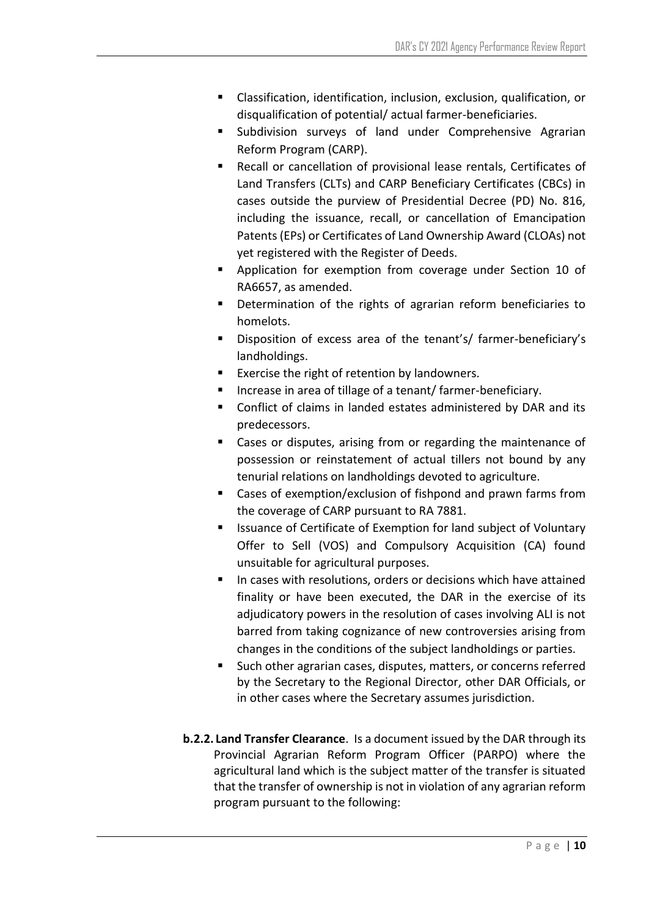- Classification, identification, inclusion, exclusion, qualification, or disqualification of potential/ actual farmer-beneficiaries.
- Subdivision surveys of land under Comprehensive Agrarian Reform Program (CARP).
- Recall or cancellation of provisional lease rentals, Certificates of Land Transfers (CLTs) and CARP Beneficiary Certificates (CBCs) in cases outside the purview of Presidential Decree (PD) No. 816, including the issuance, recall, or cancellation of Emancipation Patents (EPs) or Certificates of Land Ownership Award (CLOAs) not yet registered with the Register of Deeds.
- Application for exemption from coverage under Section 10 of RA6657, as amended.
- Determination of the rights of agrarian reform beneficiaries to homelots.
- Disposition of excess area of the tenant's/ farmer-beneficiary's landholdings.
- Exercise the right of retention by landowners.
- Increase in area of tillage of a tenant/ farmer-beneficiary.
- Conflict of claims in landed estates administered by DAR and its predecessors.
- Cases or disputes, arising from or regarding the maintenance of possession or reinstatement of actual tillers not bound by any tenurial relations on landholdings devoted to agriculture.
- Cases of exemption/exclusion of fishpond and prawn farms from the coverage of CARP pursuant to RA 7881.
- Issuance of Certificate of Exemption for land subject of Voluntary Offer to Sell (VOS) and Compulsory Acquisition (CA) found unsuitable for agricultural purposes.
- In cases with resolutions, orders or decisions which have attained finality or have been executed, the DAR in the exercise of its adjudicatory powers in the resolution of cases involving ALI is not barred from taking cognizance of new controversies arising from changes in the conditions of the subject landholdings or parties.
- Such other agrarian cases, disputes, matters, or concerns referred by the Secretary to the Regional Director, other DAR Officials, or in other cases where the Secretary assumes jurisdiction.

**b.2.2. Land Transfer Clearance**. Is a document issued by the DAR through its Provincial Agrarian Reform Program Officer (PARPO) where the agricultural land which is the subject matter of the transfer is situated that the transfer of ownership is not in violation of any agrarian reform program pursuant to the following: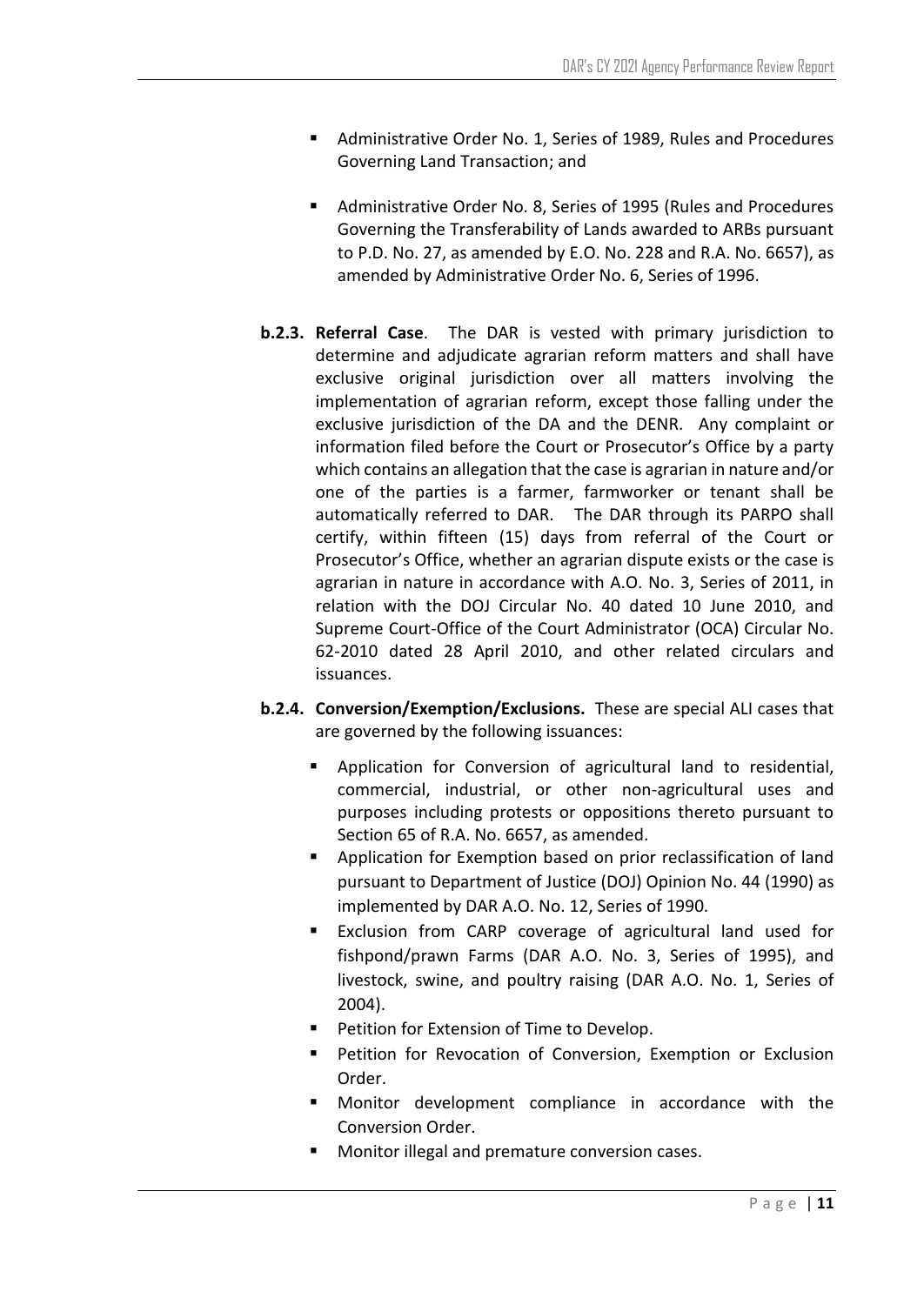- Administrative Order No. 1, Series of 1989, Rules and Procedures Governing Land Transaction; and

- Administrative Order No. 8, Series of 1995 (Rules and Procedures Governing the Transferability of Lands awarded to ARBs pursuant to P.D. No. 27, as amended by E.O. No. 228 and R.A. No. 6657), as amended by Administrative Order No. 6, Series of 1996.

**b.2.3. Referral Case**. The DAR is vested with primary jurisdiction to determine and adjudicate agrarian reform matters and shall have exclusive original jurisdiction over all matters involving the implementation of agrarian reform, except those falling under the exclusive jurisdiction of the DA and the DENR. Any complaint or information filed before the Court or Prosecutor's Office by a party which contains an allegation that the case is agrarian in nature and/or one of the parties is a farmer, farmworker or tenant shall be automatically referred to DAR. The DAR through its PARPO shall certify, within fifteen (15) days from referral of the Court or Prosecutor's Office, whether an agrarian dispute exists or the case is agrarian in nature in accordance with A.O. No. 3, Series of 2011, in relation with the DOJ Circular No. 40 dated 10 June 2010, and Supreme Court-Office of the Court Administrator (OCA) Circular No. 62-2010 dated 28 April 2010, and other related circulars and issuances.

**b.2.4. Conversion/Exemption/Exclusions.** These are special ALI cases that are governed by the following issuances:

- Application for Conversion of agricultural land to residential, commercial, industrial, or other non-agricultural uses and purposes including protests or oppositions thereto pursuant to Section 65 of R.A. No. 6657, as amended.
- Application for Exemption based on prior reclassification of land pursuant to Department of Justice (DOJ) Opinion No. 44 (1990) as implemented by DAR A.O. No. 12, Series of 1990.
- Exclusion from CARP coverage of agricultural land used for fishpond/prawn Farms (DAR A.O. No. 3, Series of 1995), and livestock, swine, and poultry raising (DAR A.O. No. 1, Series of 2004).
- Petition for Extension of Time to Develop.
- Petition for Revocation of Conversion, Exemption or Exclusion Order.
- Monitor development compliance in accordance with the Conversion Order.
- Monitor illegal and premature conversion cases.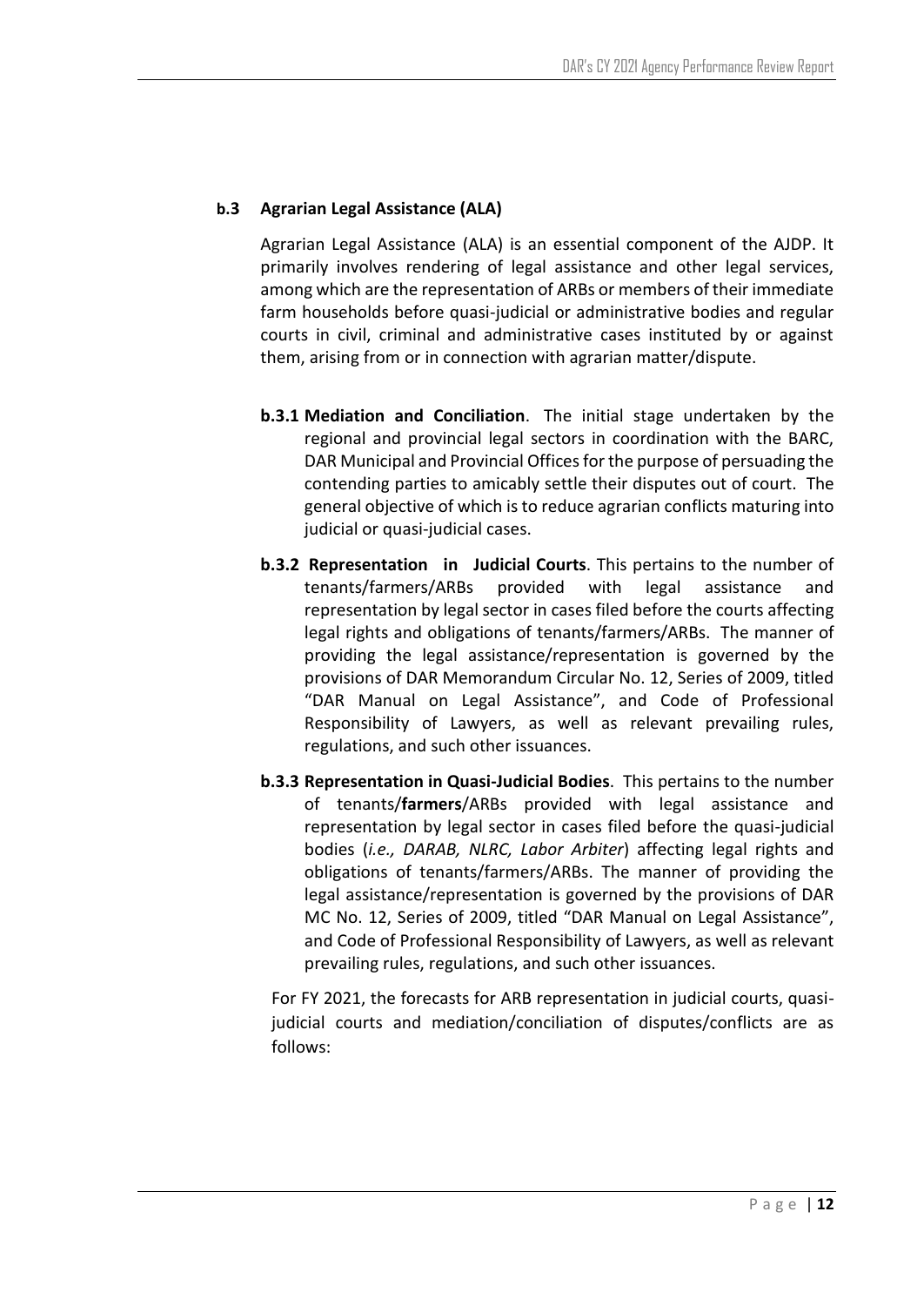### b.3 Agrarian Legal Assistance (ALA)

Agrarian Legal Assistance (ALA) is an essential component of the AJDP. It primarily involves rendering of legal assistance and other legal services, among which are the representation of ARBs or members of their immediate farm households before quasi-judicial or administrative bodies and regular courts in civil, criminal and administrative cases instituted by or against them, arising from or in connection with agrarian matter/dispute.

**b.3.1 Mediation and Conciliation**. The initial stage undertaken by the regional and provincial legal sectors in coordination with the BARC, DAR Municipal and Provincial Offices for the purpose of persuading the contending parties to amicably settle their disputes out of court. The general objective of which is to reduce agrarian conflicts maturing into judicial or quasi-judicial cases.

**b.3.2 Representation in Judicial Courts**. This pertains to the number of tenants/farmers/ARBs provided with legal assistance and representation by legal sector in cases filed before the courts affecting legal rights and obligations of tenants/farmers/ARBs. The manner of providing the legal assistance/representation is governed by the provisions of DAR Memorandum Circular No. 12, Series of 2009, titled "DAR Manual on Legal Assistance", and Code of Professional Responsibility of Lawyers, as well as relevant prevailing rules, regulations, and such other issuances.

**b.3.3 Representation in Quasi-Judicial Bodies**. This pertains to the number of tenants/**farmers**/ARBs provided with legal assistance and representation by legal sector in cases filed before the quasi-judicial bodies (*i.e., DARAB, NLRC, Labor Arbiter*) affecting legal rights and obligations of tenants/farmers/ARBs. The manner of providing the legal assistance/representation is governed by the provisions of DAR MC No. 12, Series of 2009, titled "DAR Manual on Legal Assistance", and Code of Professional Responsibility of Lawyers, as well as relevant prevailing rules, regulations, and such other issuances.

For FY 2021, the forecasts for ARB representation in judicial courts, quasi-judicial courts and mediation/conciliation of disputes/conflicts are as follows: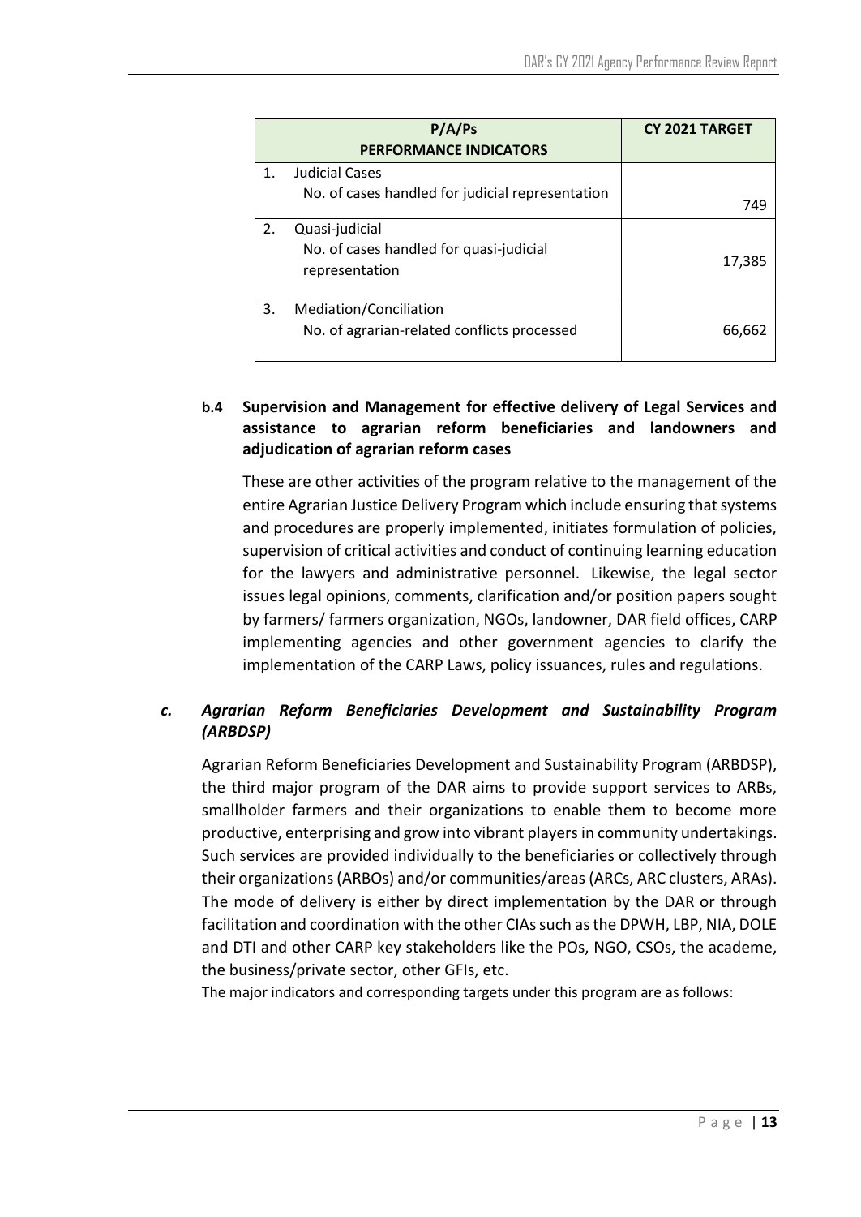| P/A/Ps<br>PERFORMANCE INDICATORS | CY 2021 TARGET |
|---|---|
| 1. Judicial Cases<br>No. of cases handled for judicial representation | 749 |
| 2. Quasi-judicial<br>No. of cases handled for quasi-judicial representation | 17,385 |
| 3. Mediation/Conciliation<br>No. of agrarian-related conflicts processed | 66,662 |

**b.4 Supervision and Management for effective delivery of Legal Services and assistance to agrarian reform beneficiaries and landowners and adjudication of agrarian reform cases**

These are other activities of the program relative to the management of the entire Agrarian Justice Delivery Program which include ensuring that systems and procedures are properly implemented, initiates formulation of policies, supervision of critical activities and conduct of continuing learning education for the lawyers and administrative personnel. Likewise, the legal sector issues legal opinions, comments, clarification and/or position papers sought by farmers/ farmers organization, NGOs, landowner, DAR field offices, CARP implementing agencies and other government agencies to clarify the implementation of the CARP Laws, policy issuances, rules and regulations.

***c. Agrarian Reform Beneficiaries Development and Sustainability Program (ARBDSP)***

Agrarian Reform Beneficiaries Development and Sustainability Program (ARBDSP), the third major program of the DAR aims to provide support services to ARBs, smallholder farmers and their organizations to enable them to become more productive, enterprising and grow into vibrant players in community undertakings. Such services are provided individually to the beneficiaries or collectively through their organizations (ARBOs) and/or communities/areas (ARCs, ARC clusters, ARAs). The mode of delivery is either by direct implementation by the DAR or through facilitation and coordination with the other CIAs such as the DPWH, LBP, NIA, DOLE and DTI and other CARP key stakeholders like the POs, NGO, CSOs, the academe, the business/private sector, other GFIs, etc.

The major indicators and corresponding targets under this program are as follows: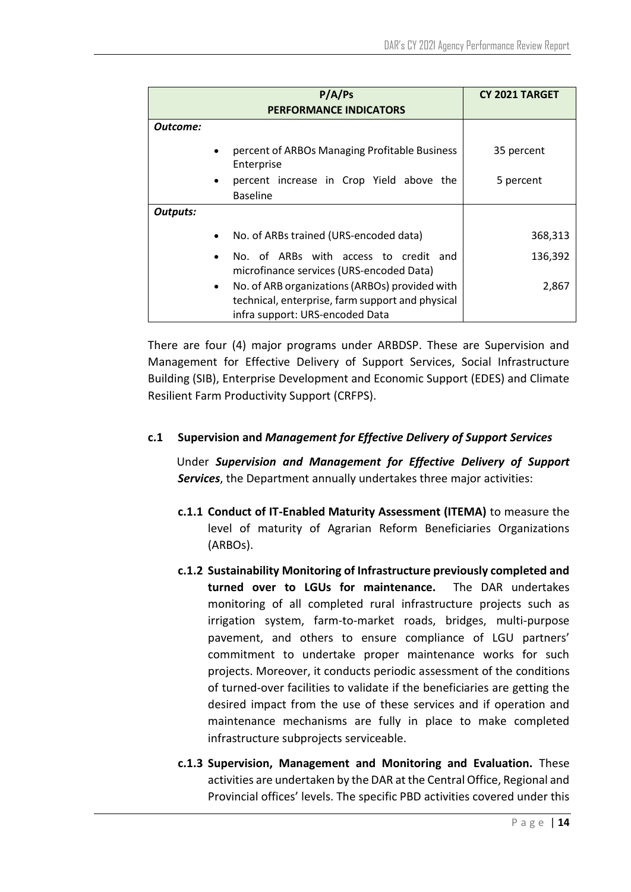| P/A/Ps<br>PERFORMANCE INDICATORS | CY 2021 TARGET |
|---|---|
| ***Outcome:*** | |
| • percent of ARBOs Managing Profitable Business Enterprise | 35 percent |
| • percent increase in Crop Yield above the Baseline | 5 percent |
| ***Outputs:*** | |
| • No. of ARBs trained (URS-encoded data) | 368,313 |
| • No. of ARBs with access to credit and microfinance services (URS-encoded Data) | 136,392 |
| • No. of ARB organizations (ARBOs) provided with technical, enterprise, farm support and physical infra support: URS-encoded Data | 2,867 |

There are four (4) major programs under ARBDSP. These are Supervision and Management for Effective Delivery of Support Services, Social Infrastructure Building (SIB), Enterprise Development and Economic Support (EDES) and Climate Resilient Farm Productivity Support (CRFPS).

**c.1 Supervision and *Management for Effective Delivery of Support Services***

Under ***Supervision and Management for Effective Delivery of Support Services***, the Department annually undertakes three major activities:

**c.1.1 Conduct of IT-Enabled Maturity Assessment (ITEMA)** to measure the level of maturity of Agrarian Reform Beneficiaries Organizations (ARBOs).

**c.1.2 Sustainability Monitoring of Infrastructure previously completed and turned over to LGUs for maintenance.** The DAR undertakes monitoring of all completed rural infrastructure projects such as irrigation system, farm-to-market roads, bridges, multi-purpose pavement, and others to ensure compliance of LGU partners' commitment to undertake proper maintenance works for such projects. Moreover, it conducts periodic assessment of the conditions of turned-over facilities to validate if the beneficiaries are getting the desired impact from the use of these services and if operation and maintenance mechanisms are fully in place to make completed infrastructure subprojects serviceable.

**c.1.3 Supervision, Management and Monitoring and Evaluation.** These activities are undertaken by the DAR at the Central Office, Regional and Provincial offices' levels. The specific PBD activities covered under this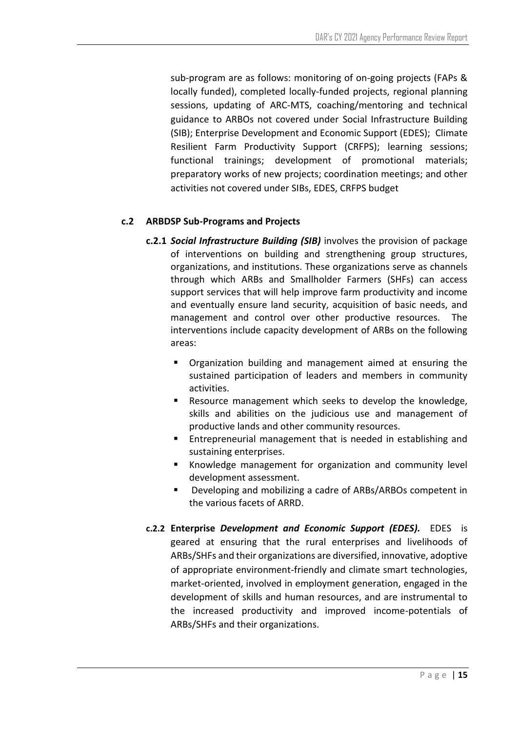sub-program are as follows: monitoring of on-going projects (FAPs & locally funded), completed locally-funded projects, regional planning sessions, updating of ARC-MTS, coaching/mentoring and technical guidance to ARBOs not covered under Social Infrastructure Building (SIB); Enterprise Development and Economic Support (EDES); Climate Resilient Farm Productivity Support (CRFPS); learning sessions; functional trainings; development of promotional materials; preparatory works of new projects; coordination meetings; and other activities not covered under SIBs, EDES, CRFPS budget

### c.2 ARBDSP Sub-Programs and Projects

**c.2.1** ***Social Infrastructure Building (SIB)*** involves the provision of package of interventions on building and strengthening group structures, organizations, and institutions. These organizations serve as channels through which ARBs and Smallholder Farmers (SHFs) can access support services that will help improve farm productivity and income and eventually ensure land security, acquisition of basic needs, and management and control over other productive resources. The interventions include capacity development of ARBs on the following areas:

- Organization building and management aimed at ensuring the sustained participation of leaders and members in community activities.
- Resource management which seeks to develop the knowledge, skills and abilities on the judicious use and management of productive lands and other community resources.
- Entrepreneurial management that is needed in establishing and sustaining enterprises.
- Knowledge management for organization and community level development assessment.
- Developing and mobilizing a cadre of ARBs/ARBOs competent in the various facets of ARRD.

**c.2.2 Enterprise *Development and Economic Support (EDES).*** EDES is geared at ensuring that the rural enterprises and livelihoods of ARBs/SHFs and their organizations are diversified, innovative, adoptive of appropriate environment-friendly and climate smart technologies, market-oriented, involved in employment generation, engaged in the development of skills and human resources, and are instrumental to the increased productivity and improved income-potentials of ARBs/SHFs and their organizations.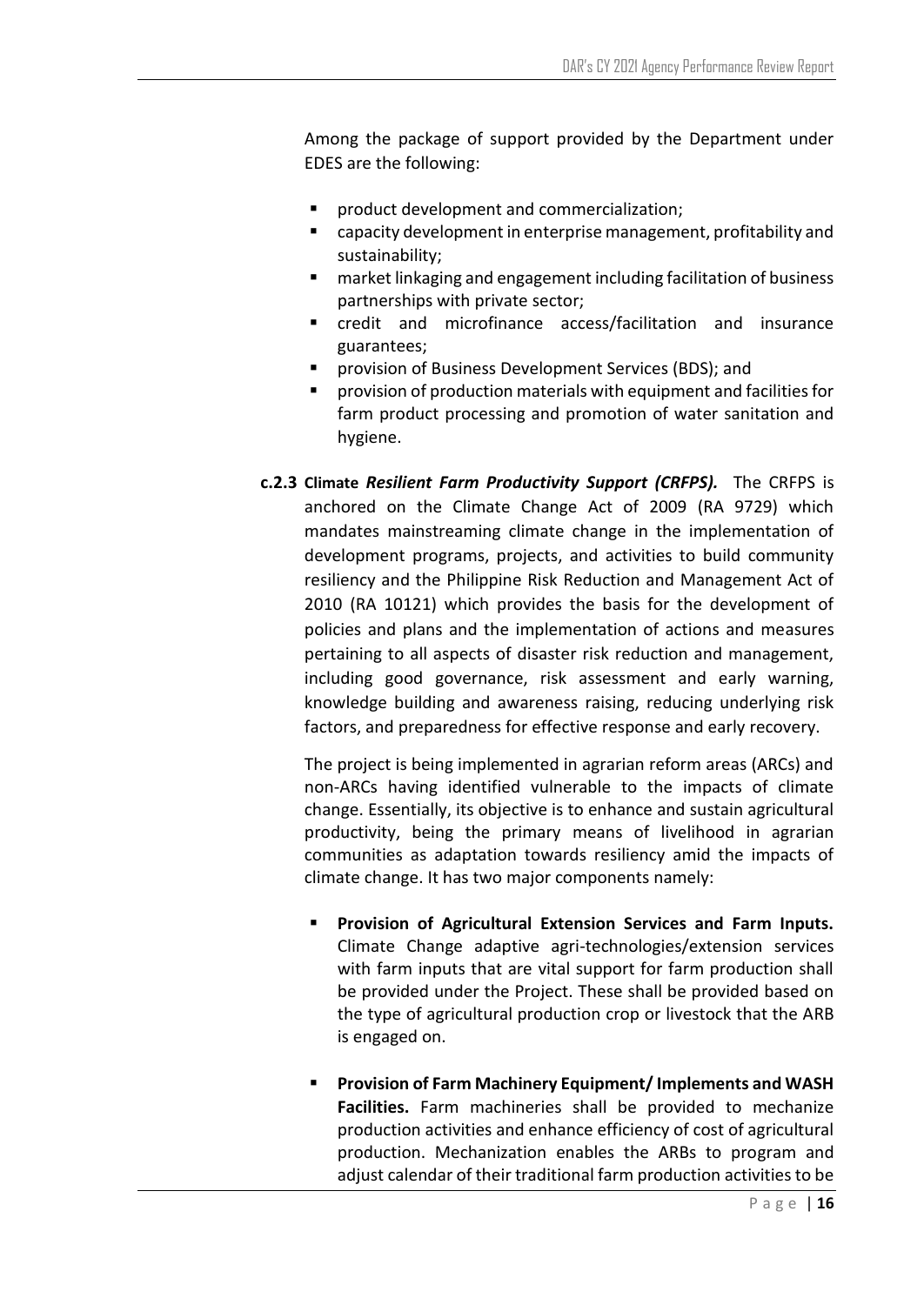Among the package of support provided by the Department under EDES are the following:

- product development and commercialization;
- capacity development in enterprise management, profitability and sustainability;
- market linkaging and engagement including facilitation of business partnerships with private sector;
- credit and microfinance access/facilitation and insurance guarantees;
- provision of Business Development Services (BDS); and
- provision of production materials with equipment and facilities for farm product processing and promotion of water sanitation and hygiene.

**c.2.3 Climate *Resilient Farm Productivity Support (CRFPS).*** The CRFPS is anchored on the Climate Change Act of 2009 (RA 9729) which mandates mainstreaming climate change in the implementation of development programs, projects, and activities to build community resiliency and the Philippine Risk Reduction and Management Act of 2010 (RA 10121) which provides the basis for the development of policies and plans and the implementation of actions and measures pertaining to all aspects of disaster risk reduction and management, including good governance, risk assessment and early warning, knowledge building and awareness raising, reducing underlying risk factors, and preparedness for effective response and early recovery.

The project is being implemented in agrarian reform areas (ARCs) and non-ARCs having identified vulnerable to the impacts of climate change. Essentially, its objective is to enhance and sustain agricultural productivity, being the primary means of livelihood in agrarian communities as adaptation towards resiliency amid the impacts of climate change. It has two major components namely:

- **Provision of Agricultural Extension Services and Farm Inputs.** Climate Change adaptive agri-technologies/extension services with farm inputs that are vital support for farm production shall be provided under the Project. These shall be provided based on the type of agricultural production crop or livestock that the ARB is engaged on.

- **Provision of Farm Machinery Equipment/ Implements and WASH Facilities.** Farm machineries shall be provided to mechanize production activities and enhance efficiency of cost of agricultural production. Mechanization enables the ARBs to program and adjust calendar of their traditional farm production activities to be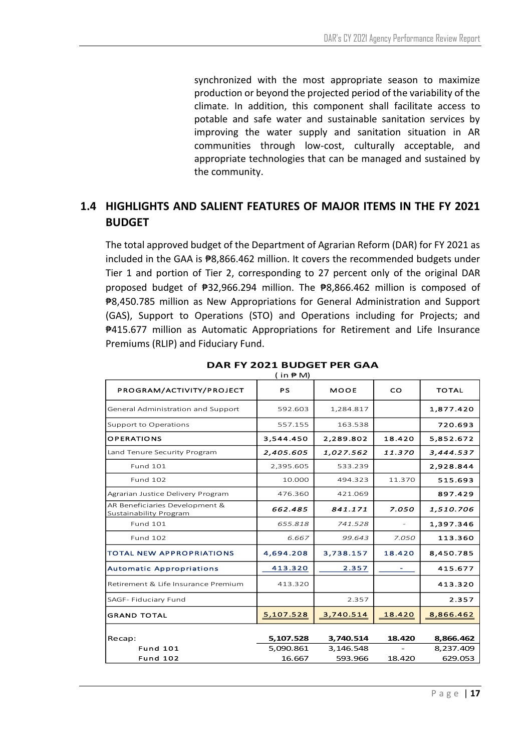synchronized with the most appropriate season to maximize production or beyond the projected period of the variability of the climate. In addition, this component shall facilitate access to potable and safe water and sustainable sanitation services by improving the water supply and sanitation situation in AR communities through low-cost, culturally acceptable, and appropriate technologies that can be managed and sustained by the community.

## 1.4 HIGHLIGHTS AND SALIENT FEATURES OF MAJOR ITEMS IN THE FY 2021 BUDGET

The total approved budget of the Department of Agrarian Reform (DAR) for FY 2021 as included in the GAA is ₱8,866.462 million. It covers the recommended budgets under Tier 1 and portion of Tier 2, corresponding to 27 percent only of the original DAR proposed budget of ₱32,966.294 million. The ₱8,866.462 million is composed of ₱8,450.785 million as New Appropriations for General Administration and Support (GAS), Support to Operations (STO) and Operations including for Projects; and ₱415.677 million as Automatic Appropriations for Retirement and Life Insurance Premiums (RLIP) and Fiduciary Fund.

**DAR FY 2021 BUDGET PER GAA**
( in ₱ M)

| PROGRAM/ACTIVITY/PROJECT | PS | MOOE | CO | TOTAL |
|---|---|---|---|---|
| General Administration and Support | 592.603 | 1,284.817 | | **1,877.420** |
| Support to Operations | 557.155 | 163.538 | | **720.693** |
| **OPERATIONS** | **3,544.450** | **2,289.802** | **18.420** | **5,852.672** |
| Land Tenure Security Program | ***2,405.605*** | ***1,027.562*** | ***11.370*** | ***3,444.537*** |
| Fund 101 | 2,395.605 | 533.239 | | **2,928.844** |
| Fund 102 | 10.000 | 494.323 | 11.370 | **515.693** |
| Agrarian Justice Delivery Program | 476.360 | 421.069 | | **897.429** |
| AR Beneficiaries Development & Sustainability Program | ***662.485*** | ***841.171*** | ***7.050*** | ***1,510.706*** |
| Fund 101 | *655.818* | *741.528* | - | **1,397.346** |
| Fund 102 | *6.667* | *99.643* | *7.050* | **113.360** |
| TOTAL NEW APPROPRIATIONS | 4,694.208 | 3,738.157 | 18.420 | 8,450.785 |
| Automatic Appropriations | 413.320 | 2.357 | - | 415.677 |
| Retirement & Life Insurance Premium | 413.320 | | | 413.320 |
| SAGF- Fiduciary Fund | | 2.357 | | 2.357 |
| GRAND TOTAL | 5,107.528 | 3,740.514 | 18.420 | 8,866.462 |
| Recap: | **5,107.528** | **3,740.514** | **18.420** | **8,866.462** |
| **Fund 101** | 5,090.861 | 3,146.548 | - | 8,237.409 |
| **Fund 102** | 16.667 | 593.966 | 18.420 | 629.053 |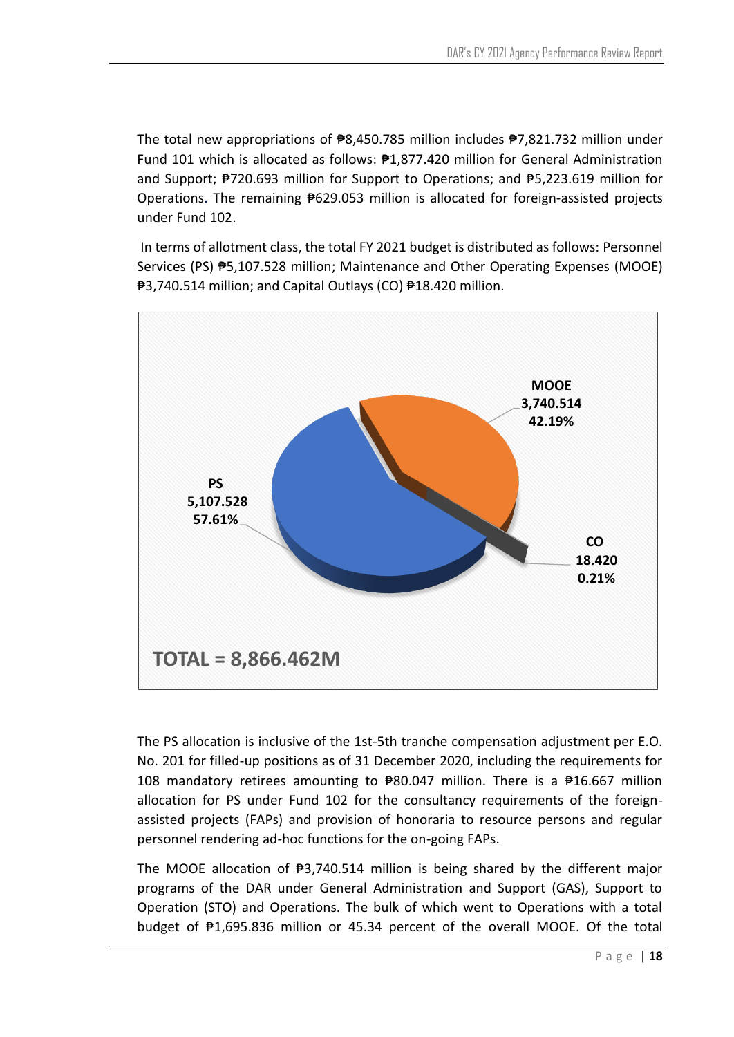The total new appropriations of ₱8,450.785 million includes ₱7,821.732 million under Fund 101 which is allocated as follows: ₱1,877.420 million for General Administration and Support; ₱720.693 million for Support to Operations; and ₱5,223.619 million for Operations. The remaining ₱629.053 million is allocated for foreign-assisted projects under Fund 102.

In terms of allotment class, the total FY 2021 budget is distributed as follows: Personnel Services (PS) ₱5,107.528 million; Maintenance and Other Operating Expenses (MOOE) ₱3,740.514 million; and Capital Outlays (CO) ₱18.420 million.

**MOOE** 3,740.514 42.19%

**PS** 5,107.528 57.61%

**CO** 18.420 0.21%

**TOTAL = 8,866.462M**

The PS allocation is inclusive of the 1st-5th tranche compensation adjustment per E.O. No. 201 for filled-up positions as of 31 December 2020, including the requirements for 108 mandatory retirees amounting to ₱80.047 million. There is a ₱16.667 million allocation for PS under Fund 102 for the consultancy requirements of the foreign-assisted projects (FAPs) and provision of honoraria to resource persons and regular personnel rendering ad-hoc functions for the on-going FAPs.

The MOOE allocation of ₱3,740.514 million is being shared by the different major programs of the DAR under General Administration and Support (GAS), Support to Operation (STO) and Operations. The bulk of which went to Operations with a total budget of ₱1,695.836 million or 45.34 percent of the overall MOOE. Of the total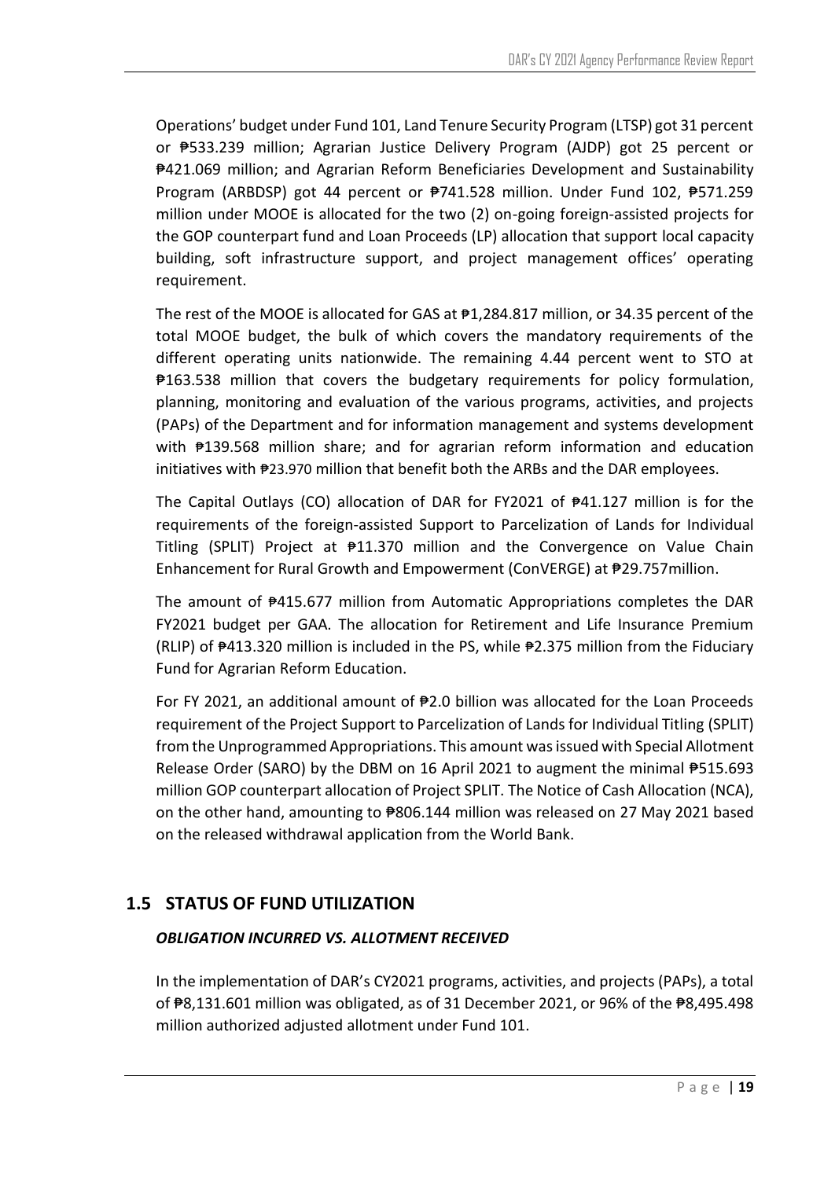Operations' budget under Fund 101, Land Tenure Security Program (LTSP) got 31 percent or ₱533.239 million; Agrarian Justice Delivery Program (AJDP) got 25 percent or ₱421.069 million; and Agrarian Reform Beneficiaries Development and Sustainability Program (ARBDSP) got 44 percent or ₱741.528 million. Under Fund 102, ₱571.259 million under MOOE is allocated for the two (2) on-going foreign-assisted projects for the GOP counterpart fund and Loan Proceeds (LP) allocation that support local capacity building, soft infrastructure support, and project management offices' operating requirement.

The rest of the MOOE is allocated for GAS at ₱1,284.817 million, or 34.35 percent of the total MOOE budget, the bulk of which covers the mandatory requirements of the different operating units nationwide. The remaining 4.44 percent went to STO at ₱163.538 million that covers the budgetary requirements for policy formulation, planning, monitoring and evaluation of the various programs, activities, and projects (PAPs) of the Department and for information management and systems development with ₱139.568 million share; and for agrarian reform information and education initiatives with ₱23.970 million that benefit both the ARBs and the DAR employees.

The Capital Outlays (CO) allocation of DAR for FY2021 of ₱41.127 million is for the requirements of the foreign-assisted Support to Parcelization of Lands for Individual Titling (SPLIT) Project at ₱11.370 million and the Convergence on Value Chain Enhancement for Rural Growth and Empowerment (ConVERGE) at ₱29.757million.

The amount of ₱415.677 million from Automatic Appropriations completes the DAR FY2021 budget per GAA. The allocation for Retirement and Life Insurance Premium (RLIP) of ₱413.320 million is included in the PS, while ₱2.375 million from the Fiduciary Fund for Agrarian Reform Education.

For FY 2021, an additional amount of ₱2.0 billion was allocated for the Loan Proceeds requirement of the Project Support to Parcelization of Lands for Individual Titling (SPLIT) from the Unprogrammed Appropriations. This amount was issued with Special Allotment Release Order (SARO) by the DBM on 16 April 2021 to augment the minimal ₱515.693 million GOP counterpart allocation of Project SPLIT. The Notice of Cash Allocation (NCA), on the other hand, amounting to ₱806.144 million was released on 27 May 2021 based on the released withdrawal application from the World Bank.

## 1.5 STATUS OF FUND UTILIZATION

***OBLIGATION INCURRED VS. ALLOTMENT RECEIVED***

In the implementation of DAR's CY2021 programs, activities, and projects (PAPs), a total of ₱8,131.601 million was obligated, as of 31 December 2021, or 96% of the ₱8,495.498 million authorized adjusted allotment under Fund 101.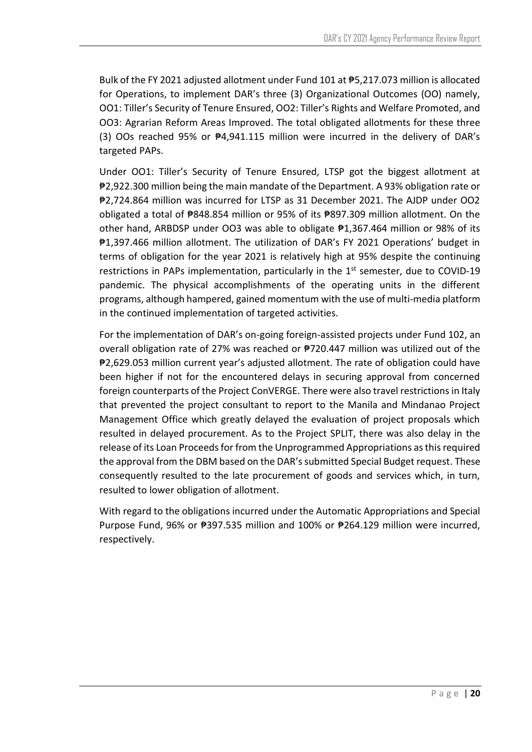Bulk of the FY 2021 adjusted allotment under Fund 101 at ₱5,217.073 million is allocated for Operations, to implement DAR's three (3) Organizational Outcomes (OO) namely, OO1: Tiller's Security of Tenure Ensured, OO2: Tiller's Rights and Welfare Promoted, and OO3: Agrarian Reform Areas Improved. The total obligated allotments for these three (3) OOs reached 95% or ₱4,941.115 million were incurred in the delivery of DAR's targeted PAPs.

Under OO1: Tiller's Security of Tenure Ensured, LTSP got the biggest allotment at ₱2,922.300 million being the main mandate of the Department. A 93% obligation rate or ₱2,724.864 million was incurred for LTSP as 31 December 2021. The AJDP under OO2 obligated a total of ₱848.854 million or 95% of its ₱897.309 million allotment. On the other hand, ARBDSP under OO3 was able to obligate ₱1,367.464 million or 98% of its ₱1,397.466 million allotment. The utilization of DAR's FY 2021 Operations' budget in terms of obligation for the year 2021 is relatively high at 95% despite the continuing restrictions in PAPs implementation, particularly in the 1st semester, due to COVID-19 pandemic. The physical accomplishments of the operating units in the different programs, although hampered, gained momentum with the use of multi-media platform in the continued implementation of targeted activities.

For the implementation of DAR's on-going foreign-assisted projects under Fund 102, an overall obligation rate of 27% was reached or ₱720.447 million was utilized out of the ₱2,629.053 million current year's adjusted allotment. The rate of obligation could have been higher if not for the encountered delays in securing approval from concerned foreign counterparts of the Project ConVERGE. There were also travel restrictions in Italy that prevented the project consultant to report to the Manila and Mindanao Project Management Office which greatly delayed the evaluation of project proposals which resulted in delayed procurement. As to the Project SPLIT, there was also delay in the release of its Loan Proceeds for from the Unprogrammed Appropriations as this required the approval from the DBM based on the DAR's submitted Special Budget request. These consequently resulted to the late procurement of goods and services which, in turn, resulted to lower obligation of allotment.

With regard to the obligations incurred under the Automatic Appropriations and Special Purpose Fund, 96% or ₱397.535 million and 100% or ₱264.129 million were incurred, respectively.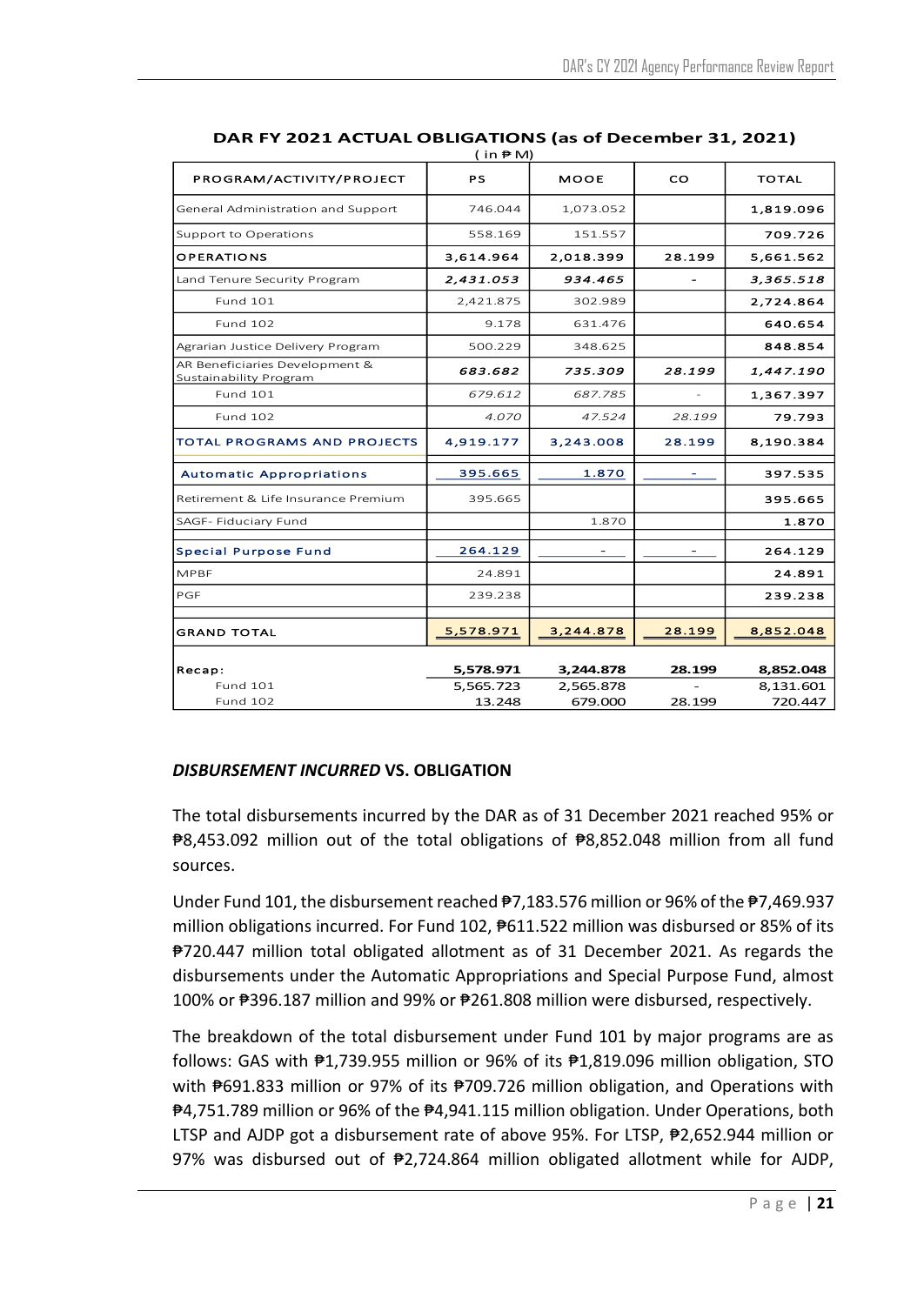**DAR FY 2021 ACTUAL OBLIGATIONS (as of December 31, 2021)**

( in ₱ M)

| PROGRAM/ACTIVITY/PROJECT | PS | MOOE | CO | TOTAL |
|---|---|---|---|---|
| General Administration and Support | 746.044 | 1,073.052 | | **1,819.096** |
| Support to Operations | 558.169 | 151.557 | | **709.726** |
| **OPERATIONS** | **3,614.964** | **2,018.399** | **28.199** | **5,661.562** |
| Land Tenure Security Program | ***2,431.053*** | ***934.465*** | - | ***3,365.518*** |
| Fund 101 | 2,421.875 | 302.989 | | **2,724.864** |
| Fund 102 | 9.178 | 631.476 | | **640.654** |
| Agrarian Justice Delivery Program | 500.229 | 348.625 | | **848.854** |
| AR Beneficiaries Development & Sustainability Program | ***683.682*** | ***735.309*** | ***28.199*** | ***1,447.190*** |
| Fund 101 | *679.612* | *687.785* | - | **1,367.397** |
| Fund 102 | *4.070* | *47.524* | *28.199* | **79.793** |
| **TOTAL PROGRAMS AND PROJECTS** | **4,919.177** | **3,243.008** | **28.199** | **8,190.384** |
| **Automatic Appropriations** | **395.665** | **1.870** | - | **397.535** |
| Retirement & Life Insurance Premium | 395.665 | | | **395.665** |
| SAGF- Fiduciary Fund | | 1.870 | | **1.870** |
| **Special Purpose Fund** | **264.129** | - | - | **264.129** |
| MPBF | 24.891 | | | **24.891** |
| PGF | 239.238 | | | **239.238** |
| **GRAND TOTAL** | **5,578.971** | **3,244.878** | **28.199** | **8,852.048** |
| **Recap:** | **5,578.971** | **3,244.878** | **28.199** | **8,852.048** |
| Fund 101 | 5,565.723 | 2,565.878 | - | 8,131.601 |
| Fund 102 | 13.248 | 679.000 | 28.199 | 720.447 |

### ***DISBURSEMENT INCURRED*** **VS. OBLIGATION**

The total disbursements incurred by the DAR as of 31 December 2021 reached 95% or ₱8,453.092 million out of the total obligations of ₱8,852.048 million from all fund sources.

Under Fund 101, the disbursement reached ₱7,183.576 million or 96% of the ₱7,469.937 million obligations incurred. For Fund 102, ₱611.522 million was disbursed or 85% of its ₱720.447 million total obligated allotment as of 31 December 2021. As regards the disbursements under the Automatic Appropriations and Special Purpose Fund, almost 100% or ₱396.187 million and 99% or ₱261.808 million were disbursed, respectively.

The breakdown of the total disbursement under Fund 101 by major programs are as follows: GAS with ₱1,739.955 million or 96% of its ₱1,819.096 million obligation, STO with ₱691.833 million or 97% of its ₱709.726 million obligation, and Operations with ₱4,751.789 million or 96% of the ₱4,941.115 million obligation. Under Operations, both LTSP and AJDP got a disbursement rate of above 95%. For LTSP, ₱2,652.944 million or 97% was disbursed out of ₱2,724.864 million obligated allotment while for AJDP,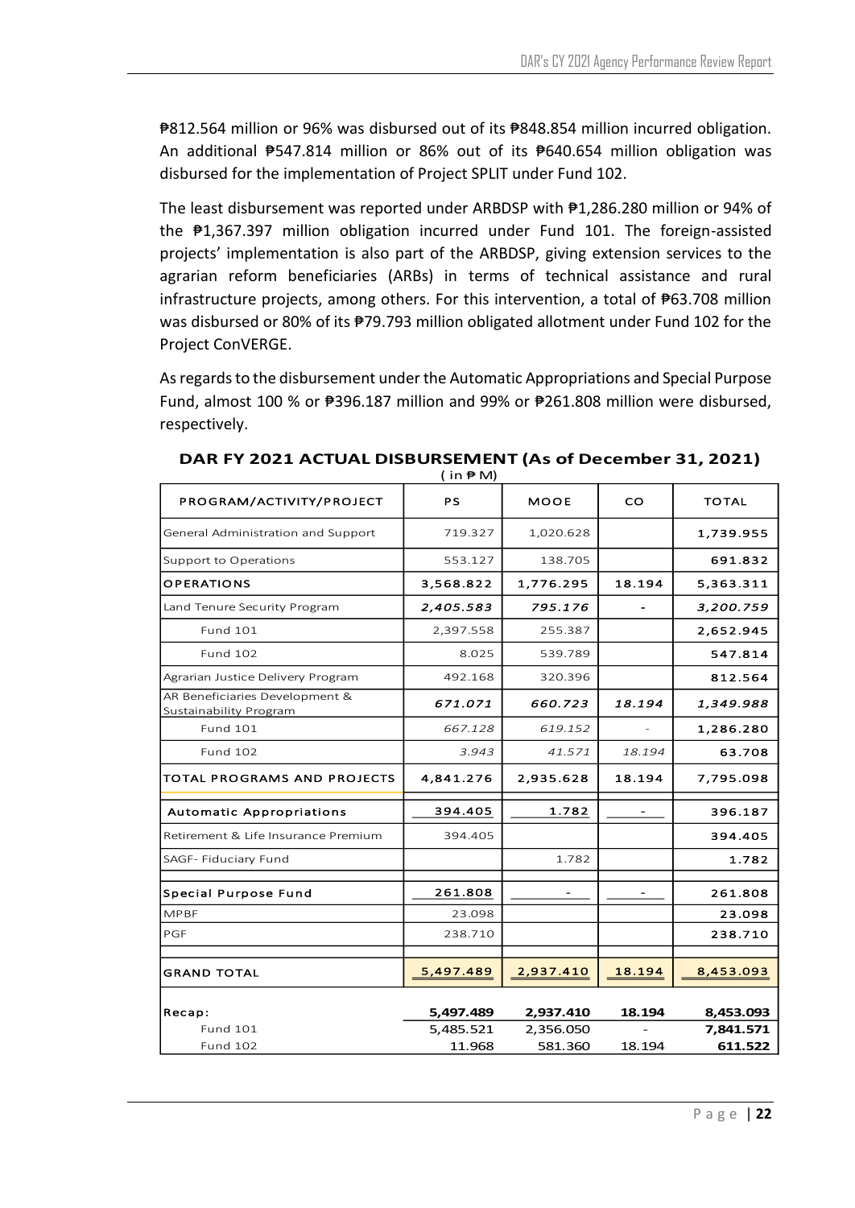₱812.564 million or 96% was disbursed out of its ₱848.854 million incurred obligation. An additional ₱547.814 million or 86% out of its ₱640.654 million obligation was disbursed for the implementation of Project SPLIT under Fund 102.

The least disbursement was reported under ARBDSP with ₱1,286.280 million or 94% of the ₱1,367.397 million obligation incurred under Fund 101. The foreign-assisted projects' implementation is also part of the ARBDSP, giving extension services to the agrarian reform beneficiaries (ARBs) in terms of technical assistance and rural infrastructure projects, among others. For this intervention, a total of ₱63.708 million was disbursed or 80% of its ₱79.793 million obligated allotment under Fund 102 for the Project ConVERGE.

As regards to the disbursement under the Automatic Appropriations and Special Purpose Fund, almost 100 % or ₱396.187 million and 99% or ₱261.808 million were disbursed, respectively.

**DAR FY 2021 ACTUAL DISBURSEMENT (As of December 31, 2021)**
( in ₱ M)

| PROGRAM/ACTIVITY/PROJECT | PS | MOOE | CO | TOTAL |
|---|---|---|---|---|
| General Administration and Support | 719.327 | 1,020.628 | | **1,739.955** |
| Support to Operations | 553.127 | 138.705 | | **691.832** |
| **OPERATIONS** | **3,568.822** | **1,776.295** | **18.194** | **5,363.311** |
| Land Tenure Security Program | ***2,405.583*** | ***795.176*** | **-** | ***3,200.759*** |
| Fund 101 | 2,397.558 | 255.387 | | **2,652.945** |
| Fund 102 | 8.025 | 539.789 | | **547.814** |
| Agrarian Justice Delivery Program | 492.168 | 320.396 | | **812.564** |
| AR Beneficiaries Development & Sustainability Program | ***671.071*** | ***660.723*** | ***18.194*** | ***1,349.988*** |
| Fund 101 | *667.128* | *619.152* | - | **1,286.280** |
| Fund 102 | *3.943* | *41.571* | *18.194* | **63.708** |
| **TOTAL PROGRAMS AND PROJECTS** | **4,841.276** | **2,935.628** | **18.194** | **7,795.098** |
| **Automatic Appropriations** | **394.405** | **1.782** | **-** | **396.187** |
| Retirement & Life Insurance Premium | 394.405 | | | **394.405** |
| SAGF- Fiduciary Fund | | 1.782 | | **1.782** |
| **Special Purpose Fund** | **261.808** | **-** | **-** | **261.808** |
| MPBF | 23.098 | | | **23.098** |
| PGF | 238.710 | | | **238.710** |
| **GRAND TOTAL** | **5,497.489** | **2,937.410** | **18.194** | **8,453.093** |
| **Recap:** | **5,497.489** | **2,937.410** | **18.194** | **8,453.093** |
| Fund 101 | 5,485.521 | 2,356.050 | - | **7,841.571** |
| Fund 102 | 11.968 | 581.360 | 18.194 | **611.522** |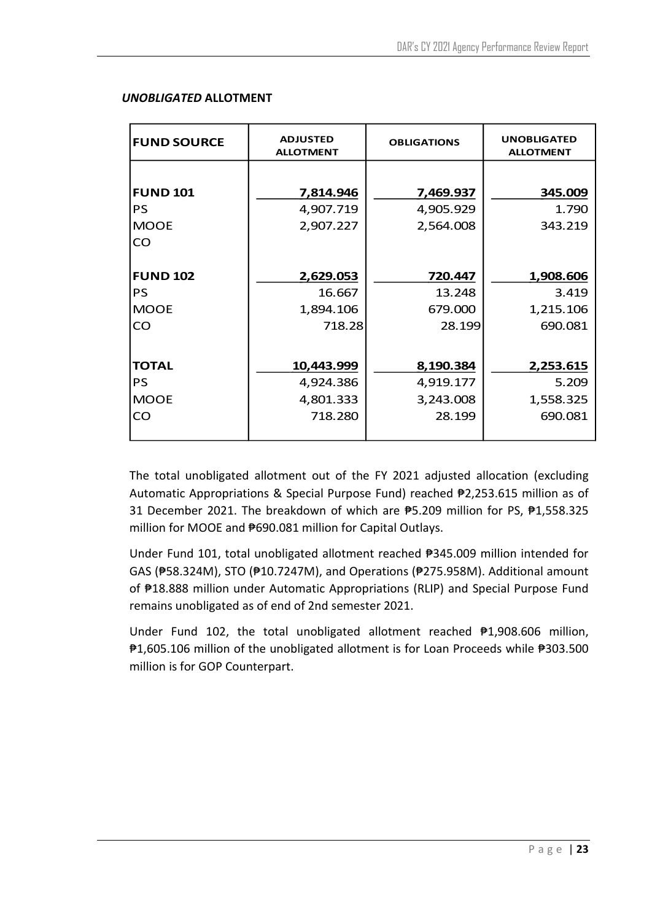***UNOBLIGATED* ALLOTMENT**

| FUND SOURCE | ADJUSTED ALLOTMENT | OBLIGATIONS | UNOBLIGATED ALLOTMENT |
|---|---|---|---|
| **FUND 101** | **7,814.946** | **7,469.937** | **345.009** |
| PS | 4,907.719 | 4,905.929 | 1.790 |
| MOOE | 2,907.227 | 2,564.008 | 343.219 |
| CO | | | |
| **FUND 102** | **2,629.053** | **720.447** | **1,908.606** |
| PS | 16.667 | 13.248 | 3.419 |
| MOOE | 1,894.106 | 679.000 | 1,215.106 |
| CO | 718.28 | 28.199 | 690.081 |
| **TOTAL** | **10,443.999** | **8,190.384** | **2,253.615** |
| PS | 4,924.386 | 4,919.177 | 5.209 |
| MOOE | 4,801.333 | 3,243.008 | 1,558.325 |
| CO | 718.280 | 28.199 | 690.081 |

The total unobligated allotment out of the FY 2021 adjusted allocation (excluding Automatic Appropriations & Special Purpose Fund) reached ₱2,253.615 million as of 31 December 2021. The breakdown of which are ₱5.209 million for PS, ₱1,558.325 million for MOOE and ₱690.081 million for Capital Outlays.

Under Fund 101, total unobligated allotment reached ₱345.009 million intended for GAS (₱58.324M), STO (₱10.7247M), and Operations (₱275.958M). Additional amount of ₱18.888 million under Automatic Appropriations (RLIP) and Special Purpose Fund remains unobligated as of end of 2nd semester 2021.

Under Fund 102, the total unobligated allotment reached ₱1,908.606 million, ₱1,605.106 million of the unobligated allotment is for Loan Proceeds while ₱303.500 million is for GOP Counterpart.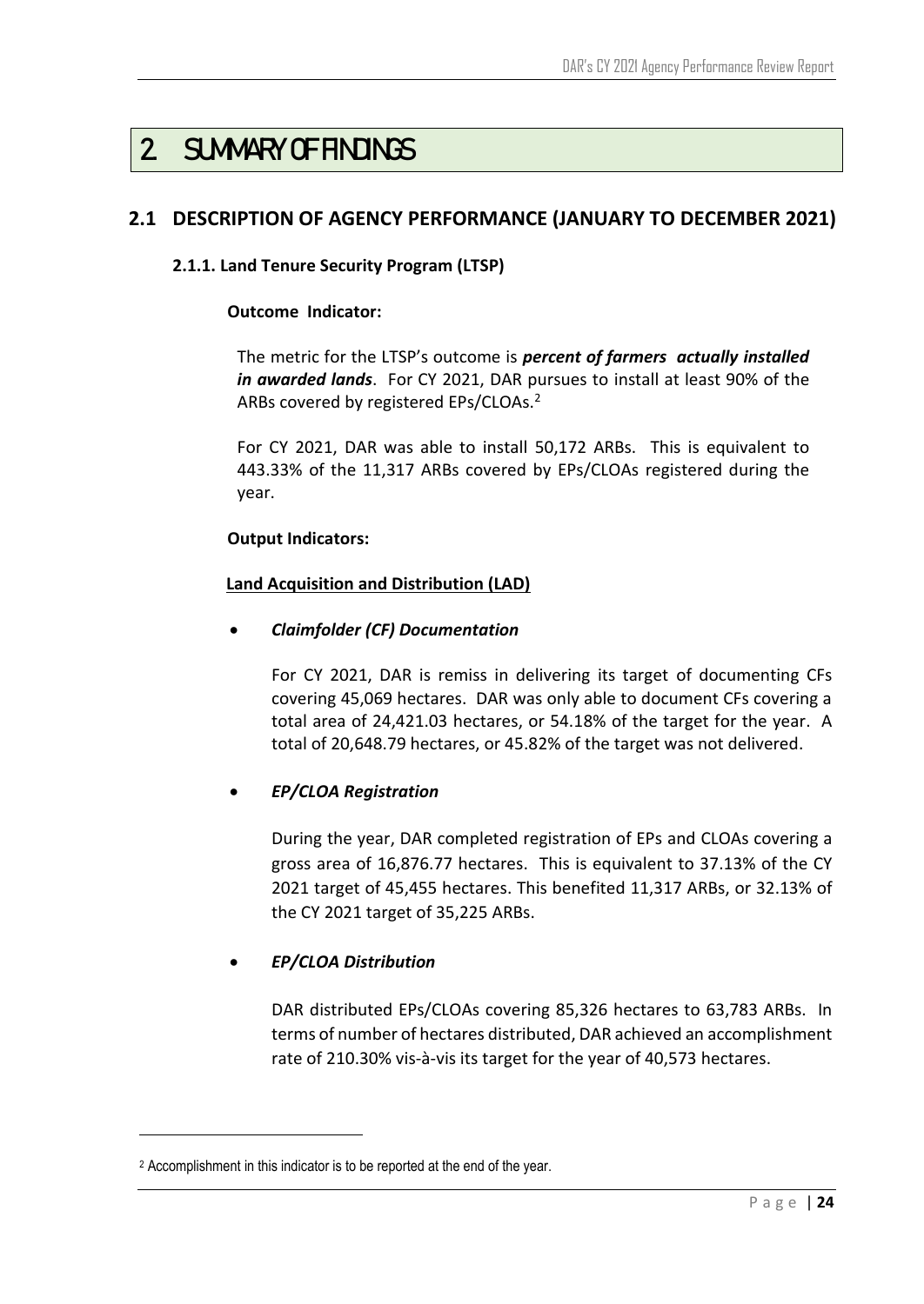# 2. SUMMARY OF FINDINGS

## 2.1 DESCRIPTION OF AGENCY PERFORMANCE (JANUARY TO DECEMBER 2021)

### 2.1.1. Land Tenure Security Program (LTSP)

**Outcome Indicator:**

The metric for the LTSP's outcome is ***percent of farmers actually installed in awarded lands***. For CY 2021, DAR pursues to install at least 90% of the ARBs covered by registered EPs/CLOAs.[2]

For CY 2021, DAR was able to install 50,172 ARBs. This is equivalent to 443.33% of the 11,317 ARBs covered by EPs/CLOAs registered during the year.

**Output Indicators:**

**Land Acquisition and Distribution (LAD)**

- ***Claimfolder (CF) Documentation***

  For CY 2021, DAR is remiss in delivering its target of documenting CFs covering 45,069 hectares. DAR was only able to document CFs covering a total area of 24,421.03 hectares, or 54.18% of the target for the year. A total of 20,648.79 hectares, or 45.82% of the target was not delivered.

- ***EP/CLOA Registration***

  During the year, DAR completed registration of EPs and CLOAs covering a gross area of 16,876.77 hectares. This is equivalent to 37.13% of the CY 2021 target of 45,455 hectares. This benefited 11,317 ARBs, or 32.13% of the CY 2021 target of 35,225 ARBs.

- ***EP/CLOA Distribution***

  DAR distributed EPs/CLOAs covering 85,326 hectares to 63,783 ARBs. In terms of number of hectares distributed, DAR achieved an accomplishment rate of 210.30% vis-à-vis its target for the year of 40,573 hectares.

---

[2] Accomplishment in this indicator is to be reported at the end of the year.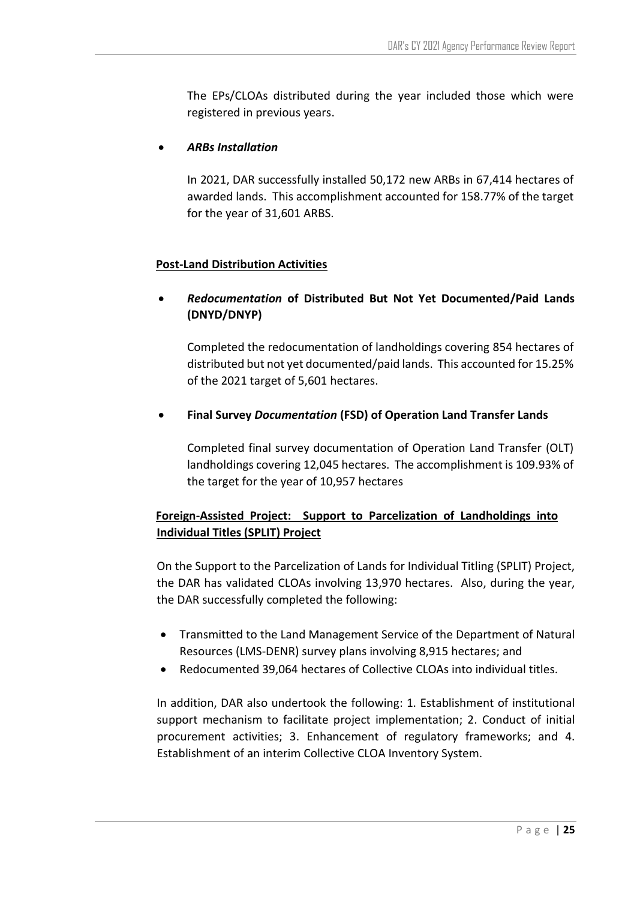The EPs/CLOAs distributed during the year included those which were registered in previous years.

- ***ARBs Installation***

  In 2021, DAR successfully installed 50,172 new ARBs in 67,414 hectares of awarded lands. This accomplishment accounted for 158.77% of the target for the year of 31,601 ARBS.

**Post-Land Distribution Activities**

- ***Redocumentation* of Distributed But Not Yet Documented/Paid Lands (DNYD/DNYP)**

  Completed the redocumentation of landholdings covering 854 hectares of distributed but not yet documented/paid lands. This accounted for 15.25% of the 2021 target of 5,601 hectares.

- **Final Survey *Documentation* (FSD) of Operation Land Transfer Lands**

  Completed final survey documentation of Operation Land Transfer (OLT) landholdings covering 12,045 hectares. The accomplishment is 109.93% of the target for the year of 10,957 hectares

**Foreign-Assisted Project: Support to Parcelization of Landholdings into Individual Titles (SPLIT) Project**

On the Support to the Parcelization of Lands for Individual Titling (SPLIT) Project, the DAR has validated CLOAs involving 13,970 hectares. Also, during the year, the DAR successfully completed the following:

- Transmitted to the Land Management Service of the Department of Natural Resources (LMS-DENR) survey plans involving 8,915 hectares; and
- Redocumented 39,064 hectares of Collective CLOAs into individual titles.

In addition, DAR also undertook the following: 1. Establishment of institutional support mechanism to facilitate project implementation; 2. Conduct of initial procurement activities; 3. Enhancement of regulatory frameworks; and 4. Establishment of an interim Collective CLOA Inventory System.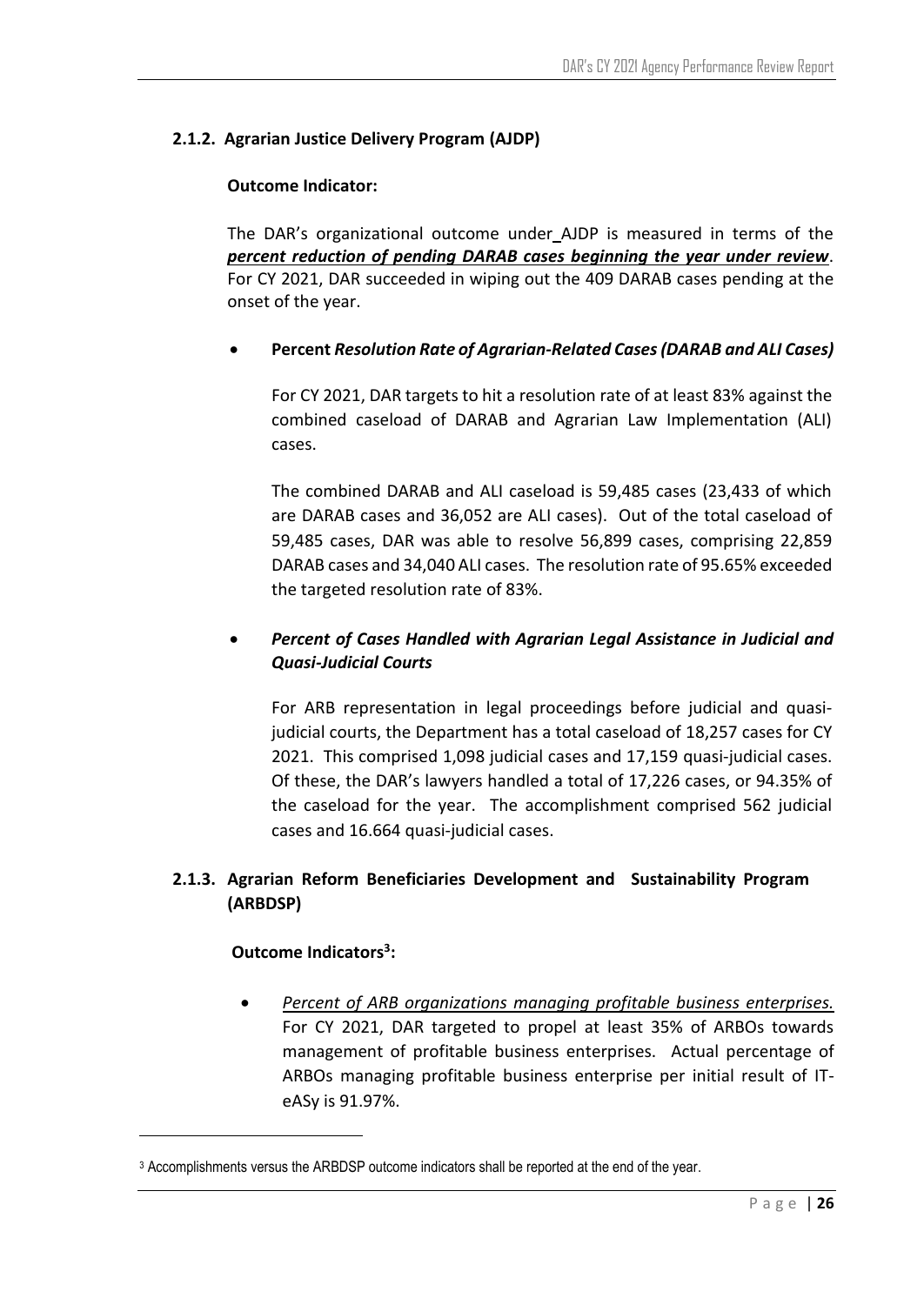### 2.1.2. Agrarian Justice Delivery Program (AJDP)

**Outcome Indicator:**

The DAR's organizational outcome under_AJDP is measured in terms of the ***percent reduction of pending DARAB cases beginning the year under review***. For CY 2021, DAR succeeded in wiping out the 409 DARAB cases pending at the onset of the year.

- **Percent *Resolution Rate of Agrarian-Related Cases (DARAB and ALI Cases)***

  For CY 2021, DAR targets to hit a resolution rate of at least 83% against the combined caseload of DARAB and Agrarian Law Implementation (ALI) cases.

  The combined DARAB and ALI caseload is 59,485 cases (23,433 of which are DARAB cases and 36,052 are ALI cases). Out of the total caseload of 59,485 cases, DAR was able to resolve 56,899 cases, comprising 22,859 DARAB cases and 34,040 ALI cases. The resolution rate of 95.65% exceeded the targeted resolution rate of 83%.

- ***Percent of Cases Handled with Agrarian Legal Assistance in Judicial and Quasi-Judicial Courts***

  For ARB representation in legal proceedings before judicial and quasi-judicial courts, the Department has a total caseload of 18,257 cases for CY 2021. This comprised 1,098 judicial cases and 17,159 quasi-judicial cases. Of these, the DAR's lawyers handled a total of 17,226 cases, or 94.35% of the caseload for the year. The accomplishment comprised 562 judicial cases and 16.664 quasi-judicial cases.

### 2.1.3. Agrarian Reform Beneficiaries Development and Sustainability Program (ARBDSP)

**Outcome Indicators[3]:**

- *Percent of ARB organizations managing profitable business enterprises.* For CY 2021, DAR targeted to propel at least 35% of ARBOs towards management of profitable business enterprises. Actual percentage of ARBOs managing profitable business enterprise per initial result of IT-eASy is 91.97%.

[3] Accomplishments versus the ARBDSP outcome indicators shall be reported at the end of the year.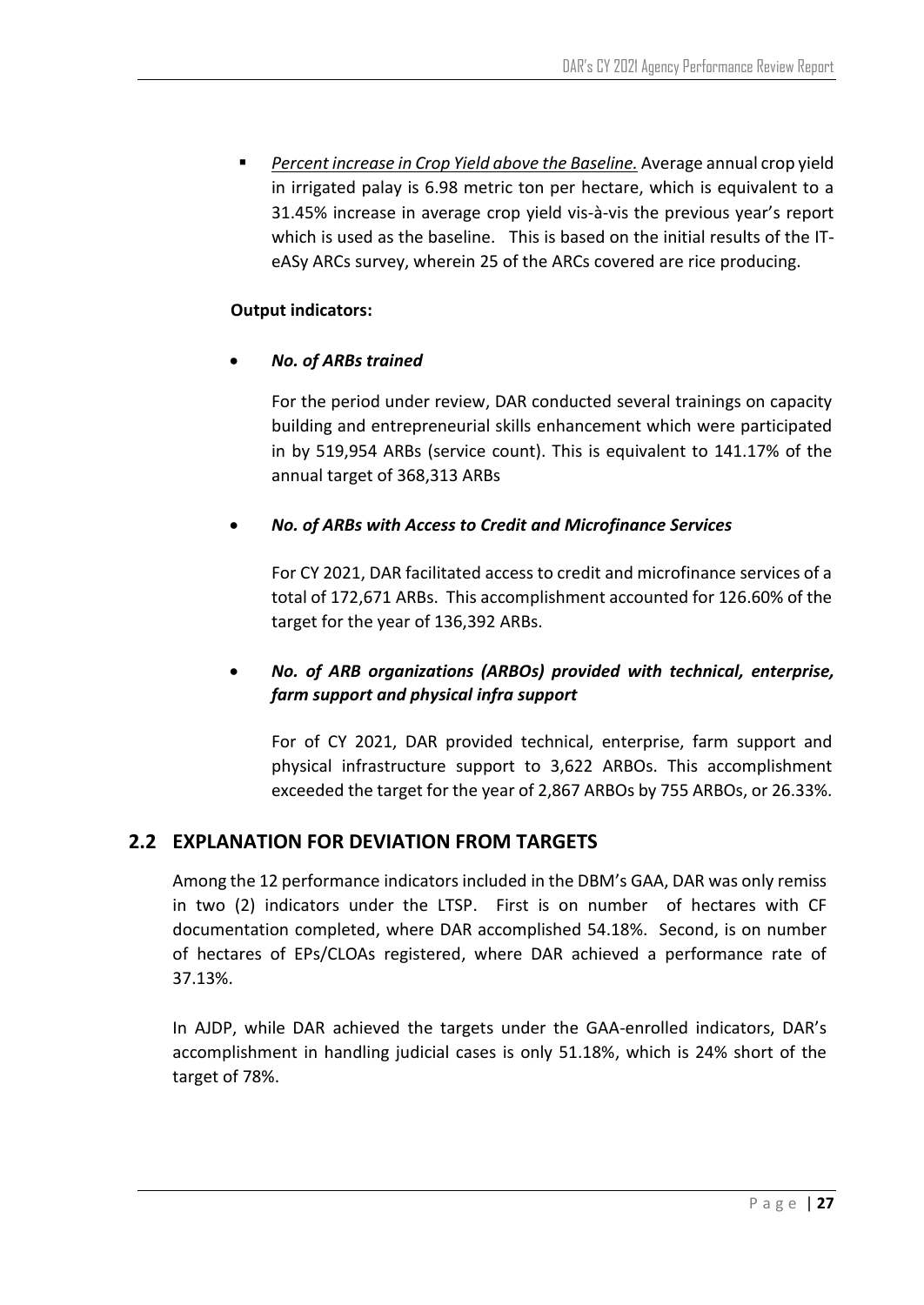- *Percent increase in Crop Yield above the Baseline.* Average annual crop yield in irrigated palay is 6.98 metric ton per hectare, which is equivalent to a 31.45% increase in average crop yield vis-à-vis the previous year's report which is used as the baseline. This is based on the initial results of the IT-eASy ARCs survey, wherein 25 of the ARCs covered are rice producing.

**Output indicators:**

- ***No. of ARBs trained***

  For the period under review, DAR conducted several trainings on capacity building and entrepreneurial skills enhancement which were participated in by 519,954 ARBs (service count). This is equivalent to 141.17% of the annual target of 368,313 ARBs

- ***No. of ARBs with Access to Credit and Microfinance Services***

  For CY 2021, DAR facilitated access to credit and microfinance services of a total of 172,671 ARBs. This accomplishment accounted for 126.60% of the target for the year of 136,392 ARBs.

- ***No. of ARB organizations (ARBOs) provided with technical, enterprise, farm support and physical infra support***

  For of CY 2021, DAR provided technical, enterprise, farm support and physical infrastructure support to 3,622 ARBOs. This accomplishment exceeded the target for the year of 2,867 ARBOs by 755 ARBOs, or 26.33%.

## 2.2 EXPLANATION FOR DEVIATION FROM TARGETS

Among the 12 performance indicators included in the DBM's GAA, DAR was only remiss in two (2) indicators under the LTSP. First is on number of hectares with CF documentation completed, where DAR accomplished 54.18%. Second, is on number of hectares of EPs/CLOAs registered, where DAR achieved a performance rate of 37.13%.

In AJDP, while DAR achieved the targets under the GAA-enrolled indicators, DAR's accomplishment in handling judicial cases is only 51.18%, which is 24% short of the target of 78%.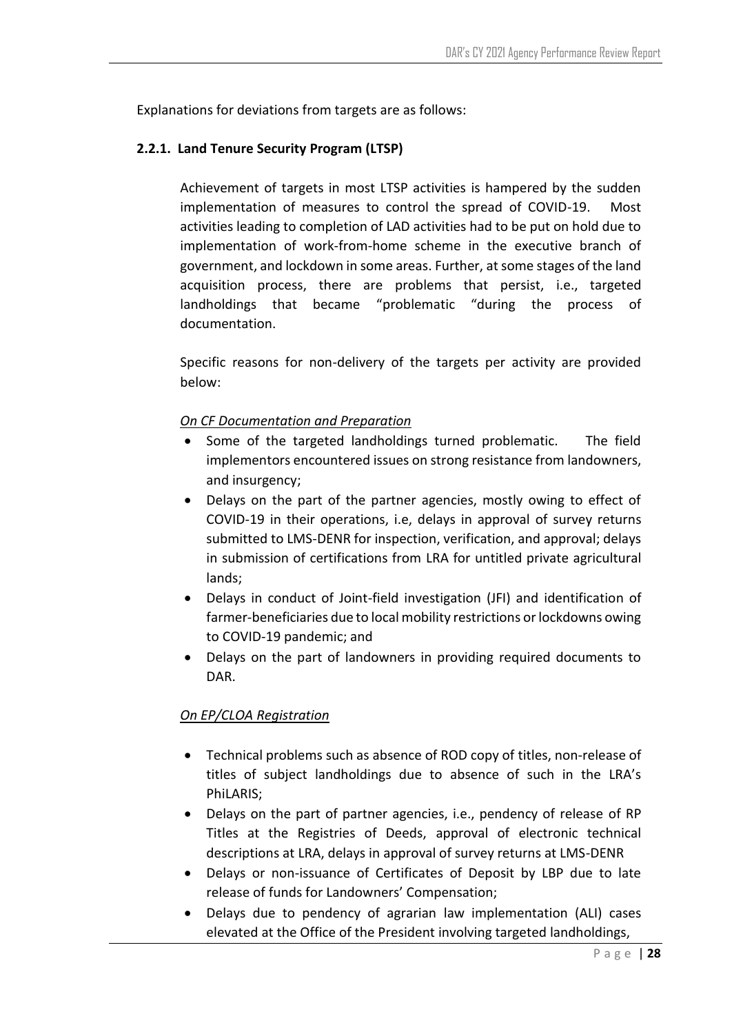Explanations for deviations from targets are as follows:

### 2.2.1. Land Tenure Security Program (LTSP)

Achievement of targets in most LTSP activities is hampered by the sudden implementation of measures to control the spread of COVID-19. Most activities leading to completion of LAD activities had to be put on hold due to implementation of work-from-home scheme in the executive branch of government, and lockdown in some areas. Further, at some stages of the land acquisition process, there are problems that persist, i.e., targeted landholdings that became "problematic "during the process of documentation.

Specific reasons for non-delivery of the targets per activity are provided below:

*On CF Documentation and Preparation*

- Some of the targeted landholdings turned problematic. The field implementors encountered issues on strong resistance from landowners, and insurgency;
- Delays on the part of the partner agencies, mostly owing to effect of COVID-19 in their operations, i.e, delays in approval of survey returns submitted to LMS-DENR for inspection, verification, and approval; delays in submission of certifications from LRA for untitled private agricultural lands;
- Delays in conduct of Joint-field investigation (JFI) and identification of farmer-beneficiaries due to local mobility restrictions or lockdowns owing to COVID-19 pandemic; and
- Delays on the part of landowners in providing required documents to DAR.

*On EP/CLOA Registration*

- Technical problems such as absence of ROD copy of titles, non-release of titles of subject landholdings due to absence of such in the LRA's PhiLARIS;
- Delays on the part of partner agencies, i.e., pendency of release of RP Titles at the Registries of Deeds, approval of electronic technical descriptions at LRA, delays in approval of survey returns at LMS-DENR
- Delays or non-issuance of Certificates of Deposit by LBP due to late release of funds for Landowners' Compensation;
- Delays due to pendency of agrarian law implementation (ALI) cases elevated at the Office of the President involving targeted landholdings,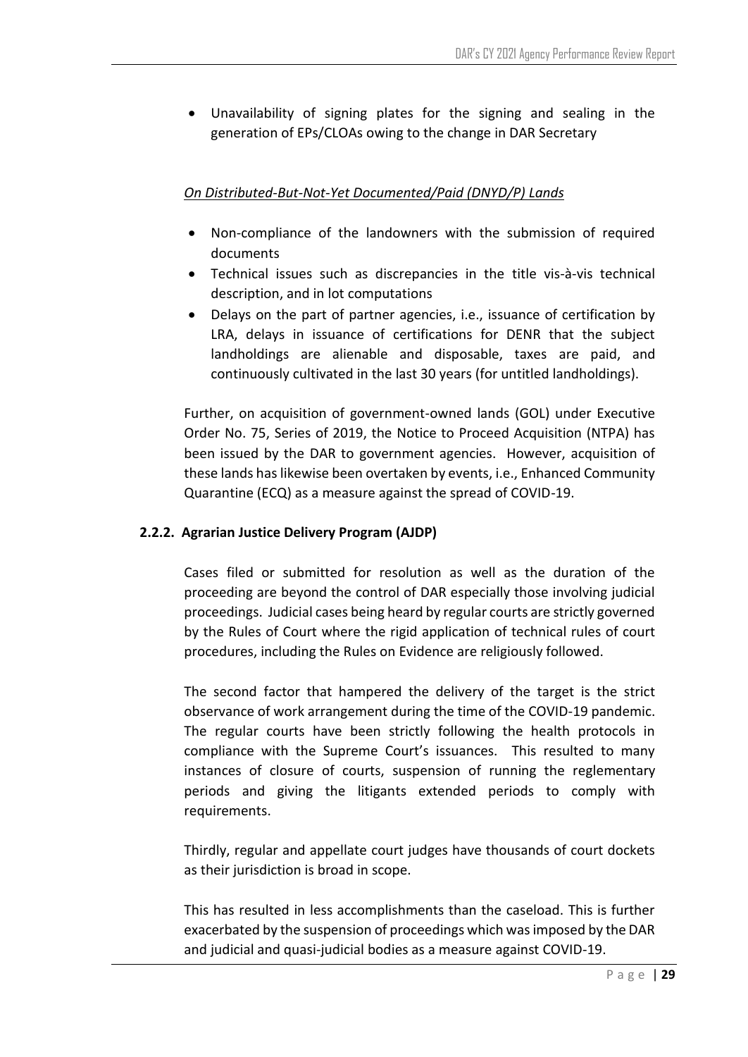- Unavailability of signing plates for the signing and sealing in the generation of EPs/CLOAs owing to the change in DAR Secretary

*On Distributed-But-Not-Yet Documented/Paid (DNYD/P) Lands*

- Non-compliance of the landowners with the submission of required documents
- Technical issues such as discrepancies in the title vis-à-vis technical description, and in lot computations
- Delays on the part of partner agencies, i.e., issuance of certification by LRA, delays in issuance of certifications for DENR that the subject landholdings are alienable and disposable, taxes are paid, and continuously cultivated in the last 30 years (for untitled landholdings).

Further, on acquisition of government-owned lands (GOL) under Executive Order No. 75, Series of 2019, the Notice to Proceed Acquisition (NTPA) has been issued by the DAR to government agencies. However, acquisition of these lands has likewise been overtaken by events, i.e., Enhanced Community Quarantine (ECQ) as a measure against the spread of COVID-19.

### 2.2.2. Agrarian Justice Delivery Program (AJDP)

Cases filed or submitted for resolution as well as the duration of the proceeding are beyond the control of DAR especially those involving judicial proceedings. Judicial cases being heard by regular courts are strictly governed by the Rules of Court where the rigid application of technical rules of court procedures, including the Rules on Evidence are religiously followed.

The second factor that hampered the delivery of the target is the strict observance of work arrangement during the time of the COVID-19 pandemic. The regular courts have been strictly following the health protocols in compliance with the Supreme Court's issuances. This resulted to many instances of closure of courts, suspension of running the reglementary periods and giving the litigants extended periods to comply with requirements.

Thirdly, regular and appellate court judges have thousands of court dockets as their jurisdiction is broad in scope.

This has resulted in less accomplishments than the caseload. This is further exacerbated by the suspension of proceedings which was imposed by the DAR and judicial and quasi-judicial bodies as a measure against COVID-19.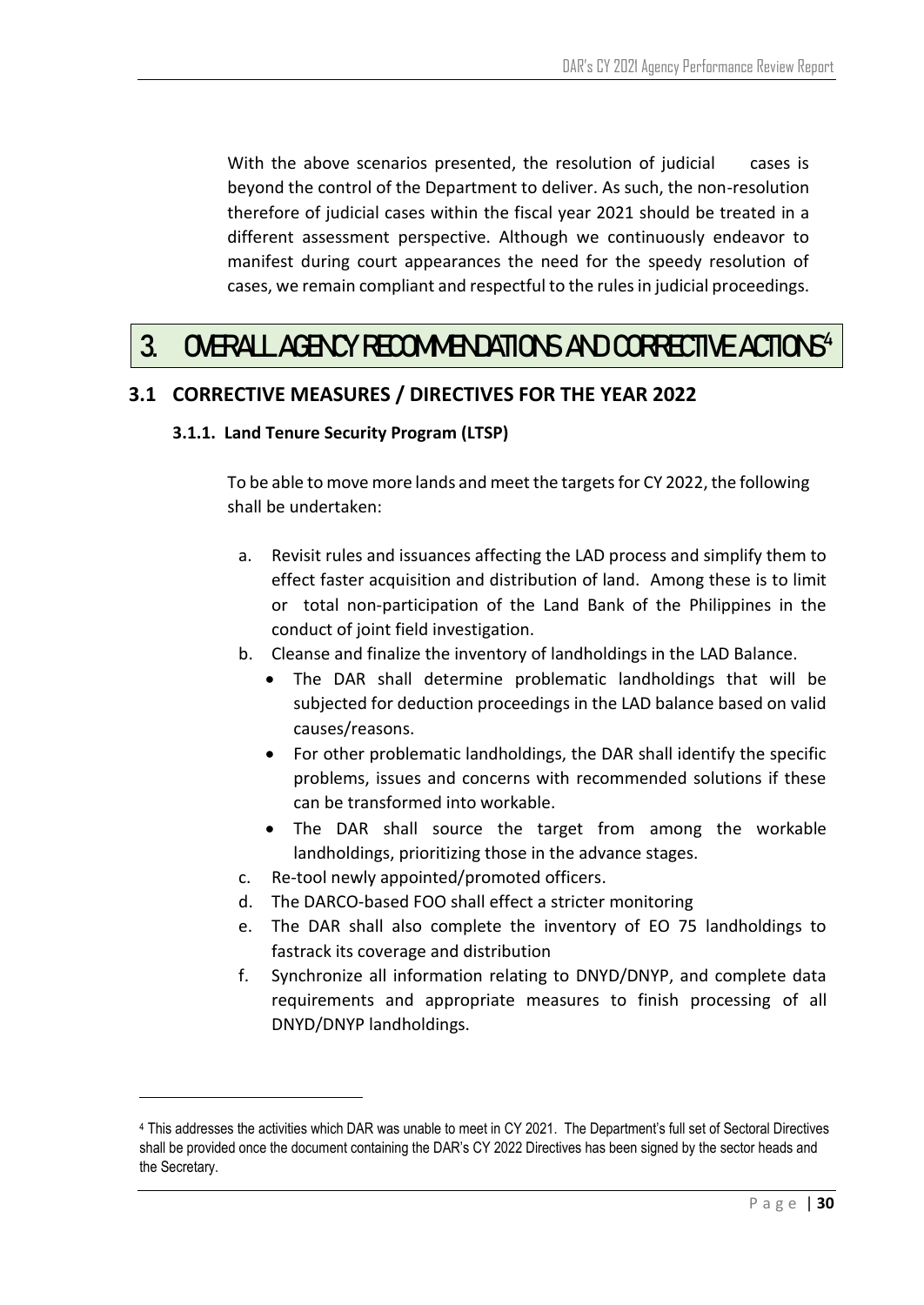With the above scenarios presented, the resolution of judicial cases is beyond the control of the Department to deliver. As such, the non-resolution therefore of judicial cases within the fiscal year 2021 should be treated in a different assessment perspective. Although we continuously endeavor to manifest during court appearances the need for the speedy resolution of cases, we remain compliant and respectful to the rules in judicial proceedings.

# 3. OVERALL AGENCY RECOMMENDATIONS AND CORRECTIVE ACTIONS[4]

## 3.1 CORRECTIVE MEASURES / DIRECTIVES FOR THE YEAR 2022

### 3.1.1. Land Tenure Security Program (LTSP)

To be able to move more lands and meet the targets for CY 2022, the following shall be undertaken:

a. Revisit rules and issuances affecting the LAD process and simplify them to effect faster acquisition and distribution of land. Among these is to limit or total non-participation of the Land Bank of the Philippines in the conduct of joint field investigation.

b. Cleanse and finalize the inventory of landholdings in the LAD Balance.
   - The DAR shall determine problematic landholdings that will be subjected for deduction proceedings in the LAD balance based on valid causes/reasons.
   - For other problematic landholdings, the DAR shall identify the specific problems, issues and concerns with recommended solutions if these can be transformed into workable.
   - The DAR shall source the target from among the workable landholdings, prioritizing those in the advance stages.

c. Re-tool newly appointed/promoted officers.

d. The DARCO-based FOO shall effect a stricter monitoring

e. The DAR shall also complete the inventory of EO 75 landholdings to fastrack its coverage and distribution

f. Synchronize all information relating to DNYD/DNYP, and complete data requirements and appropriate measures to finish processing of all DNYD/DNYP landholdings.

---

[4] This addresses the activities which DAR was unable to meet in CY 2021. The Department's full set of Sectoral Directives shall be provided once the document containing the DAR's CY 2022 Directives has been signed by the sector heads and the Secretary.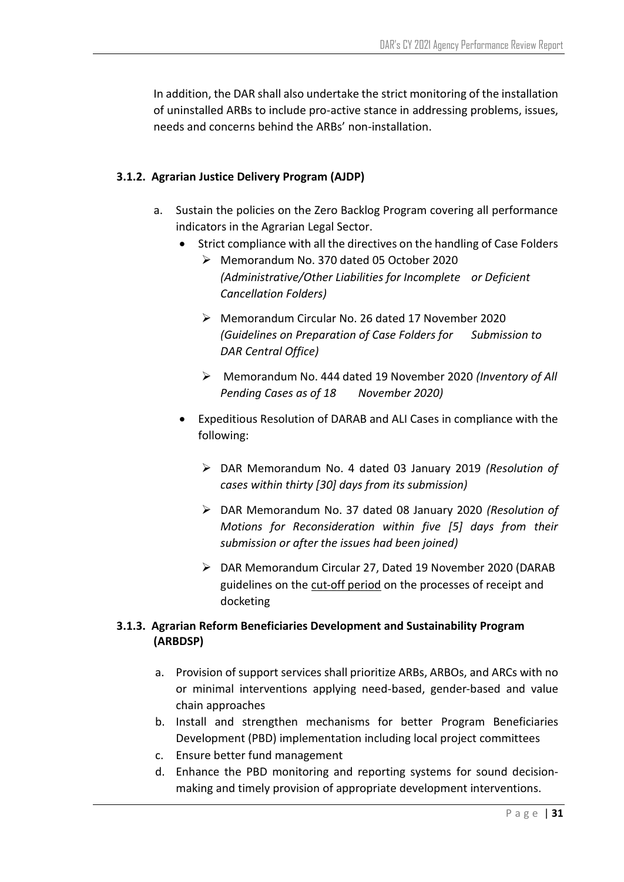In addition, the DAR shall also undertake the strict monitoring of the installation of uninstalled ARBs to include pro-active stance in addressing problems, issues, needs and concerns behind the ARBs' non-installation.

### 3.1.2. Agrarian Justice Delivery Program (AJDP)

a. Sustain the policies on the Zero Backlog Program covering all performance indicators in the Agrarian Legal Sector.
   - Strict compliance with all the directives on the handling of Case Folders
     - ➢ Memorandum No. 370 dated 05 October 2020 *(Administrative/Other Liabilities for Incomplete or Deficient Cancellation Folders)*
     - ➢ Memorandum Circular No. 26 dated 17 November 2020 *(Guidelines on Preparation of Case Folders for Submission to DAR Central Office)*
     - ➢ Memorandum No. 444 dated 19 November 2020 *(Inventory of All Pending Cases as of 18 November 2020)*
   - Expeditious Resolution of DARAB and ALI Cases in compliance with the following:
     - ➢ DAR Memorandum No. 4 dated 03 January 2019 *(Resolution of cases within thirty [30] days from its submission)*
     - ➢ DAR Memorandum No. 37 dated 08 January 2020 *(Resolution of Motions for Reconsideration within five [5] days from their submission or after the issues had been joined)*
     - ➢ DAR Memorandum Circular 27, Dated 19 November 2020 (DARAB guidelines on the cut-off period on the processes of receipt and docketing

### 3.1.3. Agrarian Reform Beneficiaries Development and Sustainability Program (ARBDSP)

a. Provision of support services shall prioritize ARBs, ARBOs, and ARCs with no or minimal interventions applying need-based, gender-based and value chain approaches
b. Install and strengthen mechanisms for better Program Beneficiaries Development (PBD) implementation including local project committees
c. Ensure better fund management
d. Enhance the PBD monitoring and reporting systems for sound decision-making and timely provision of appropriate development interventions.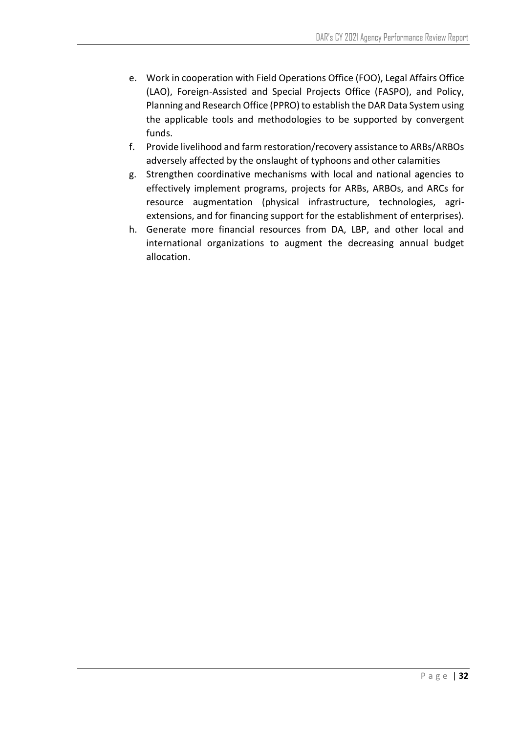e. Work in cooperation with Field Operations Office (FOO), Legal Affairs Office (LAO), Foreign-Assisted and Special Projects Office (FASPO), and Policy, Planning and Research Office (PPRO) to establish the DAR Data System using the applicable tools and methodologies to be supported by convergent funds.
f. Provide livelihood and farm restoration/recovery assistance to ARBs/ARBOs adversely affected by the onslaught of typhoons and other calamities
g. Strengthen coordinative mechanisms with local and national agencies to effectively implement programs, projects for ARBs, ARBOs, and ARCs for resource augmentation (physical infrastructure, technologies, agri-extensions, and for financing support for the establishment of enterprises).
h. Generate more financial resources from DA, LBP, and other local and international organizations to augment the decreasing annual budget allocation.